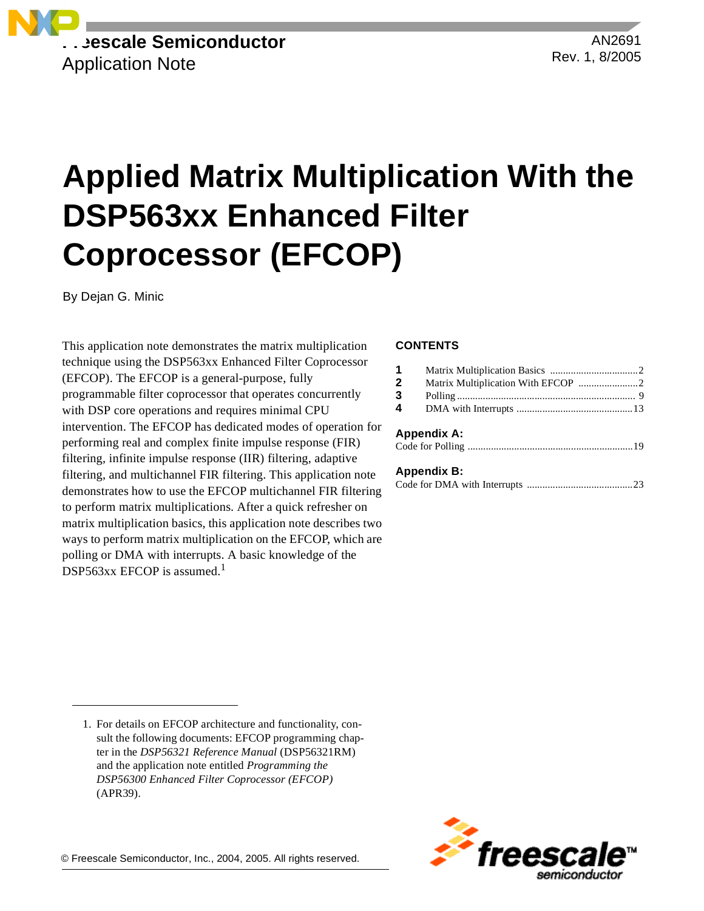Freescale Semiconductor
Application Note

AN2691
Rev. 1, 8/2005

# Applied Matrix Multiplication With the DSP563xx Enhanced Filter Coprocessor (EFCOP)

By Dejan G. Minic

This application note demonstrates the matrix multiplication technique using the DSP563xx Enhanced Filter Coprocessor (EFCOP). The EFCOP is a general-purpose, fully programmable filter coprocessor that operates concurrently with DSP core operations and requires minimal CPU intervention. The EFCOP has dedicated modes of operation for performing real and complex finite impulse response (FIR) filtering, infinite impulse response (IIR) filtering, adaptive filtering, and multichannel FIR filtering. This application note demonstrates how to use the EFCOP multichannel FIR filtering to perform matrix multiplications. After a quick refresher on matrix multiplication basics, this application note describes two ways to perform matrix multiplication on the EFCOP, which are polling or DMA with interrupts. A basic knowledge of the DSP563xx EFCOP is assumed.[1]

**CONTENTS**

| | | |
|---|---|---|
| **1** | Matrix Multiplication Basics | 2 |
| **2** | Matrix Multiplication With EFCOP | 2 |
| **3** | Polling | 9 |
| **4** | DMA with Interrupts | 13 |

**Appendix A:**
Code for Polling ........ 19

**Appendix B:**
Code for DMA with Interrupts ........ 23

1. For details on EFCOP architecture and functionality, consult the following documents: EFCOP programming chapter in the *DSP56321 Reference Manual* (DSP56321RM) and the application note entitled *Programming the DSP56300 Enhanced Filter Coprocessor (EFCOP)* (APR39).

© Freescale Semiconductor, Inc., 2004, 2005. All rights reserved.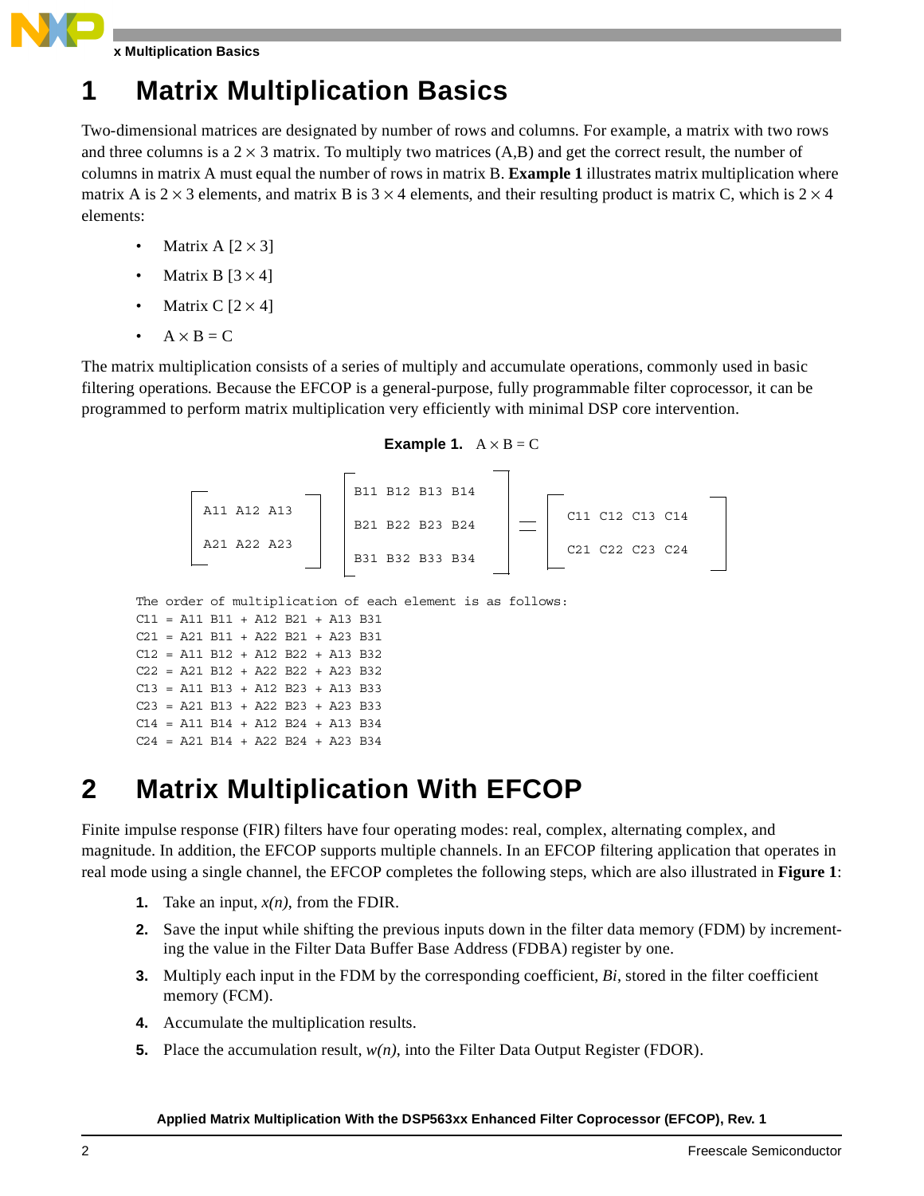# 1 Matrix Multiplication Basics

Two-dimensional matrices are designated by number of rows and columns. For example, a matrix with two rows and three columns is a $2 \times 3$ matrix. To multiply two matrices (A,B) and get the correct result, the number of columns in matrix A must equal the number of rows in matrix B. **Example 1** illustrates matrix multiplication where matrix A is $2 \times 3$ elements, and matrix B is $3 \times 4$ elements, and their resulting product is matrix C, which is $2 \times 4$ elements:

- Matrix A $[2 \times 3]$
- Matrix B $[3 \times 4]$
- Matrix C $[2 \times 4]$
- $A \times B = C$

The matrix multiplication consists of a series of multiply and accumulate operations, commonly used in basic filtering operations. Because the EFCOP is a general-purpose, fully programmable filter coprocessor, it can be programmed to perform matrix multiplication very efficiently with minimal DSP core intervention.

**Example 1.** $A \times B = C$

$$\begin{bmatrix} A11 & A12 & A13 \\ A21 & A22 & A23 \end{bmatrix} \begin{bmatrix} B11 & B12 & B13 & B14 \\ B21 & B22 & B23 & B24 \\ B31 & B32 & B33 & B34 \end{bmatrix} = \begin{bmatrix} C11 & C12 & C13 & C14 \\ C21 & C22 & C23 & C24 \end{bmatrix}$$

```
The order of multiplication of each element is as follows:
C11 = A11 B11 + A12 B21 + A13 B31
C21 = A21 B11 + A22 B21 + A23 B31
C12 = A11 B12 + A12 B22 + A13 B32
C22 = A21 B12 + A22 B22 + A23 B32
C13 = A11 B13 + A12 B23 + A13 B33
C23 = A21 B13 + A22 B23 + A23 B33
C14 = A11 B14 + A12 B24 + A13 B34
C24 = A21 B14 + A22 B24 + A23 B34
```

# 2 Matrix Multiplication With EFCOP

Finite impulse response (FIR) filters have four operating modes: real, complex, alternating complex, and magnitude. In addition, the EFCOP supports multiple channels. In an EFCOP filtering application that operates in real mode using a single channel, the EFCOP completes the following steps, which are also illustrated in **Figure 1**:

1. Take an input, *x(n)*, from the FDIR.
2. Save the input while shifting the previous inputs down in the filter data memory (FDM) by incrementing the value in the Filter Data Buffer Base Address (FDBA) register by one.
3. Multiply each input in the FDM by the corresponding coefficient, *Bi*, stored in the filter coefficient memory (FCM).
4. Accumulate the multiplication results.
5. Place the accumulation result, *w(n)*, into the Filter Data Output Register (FDOR).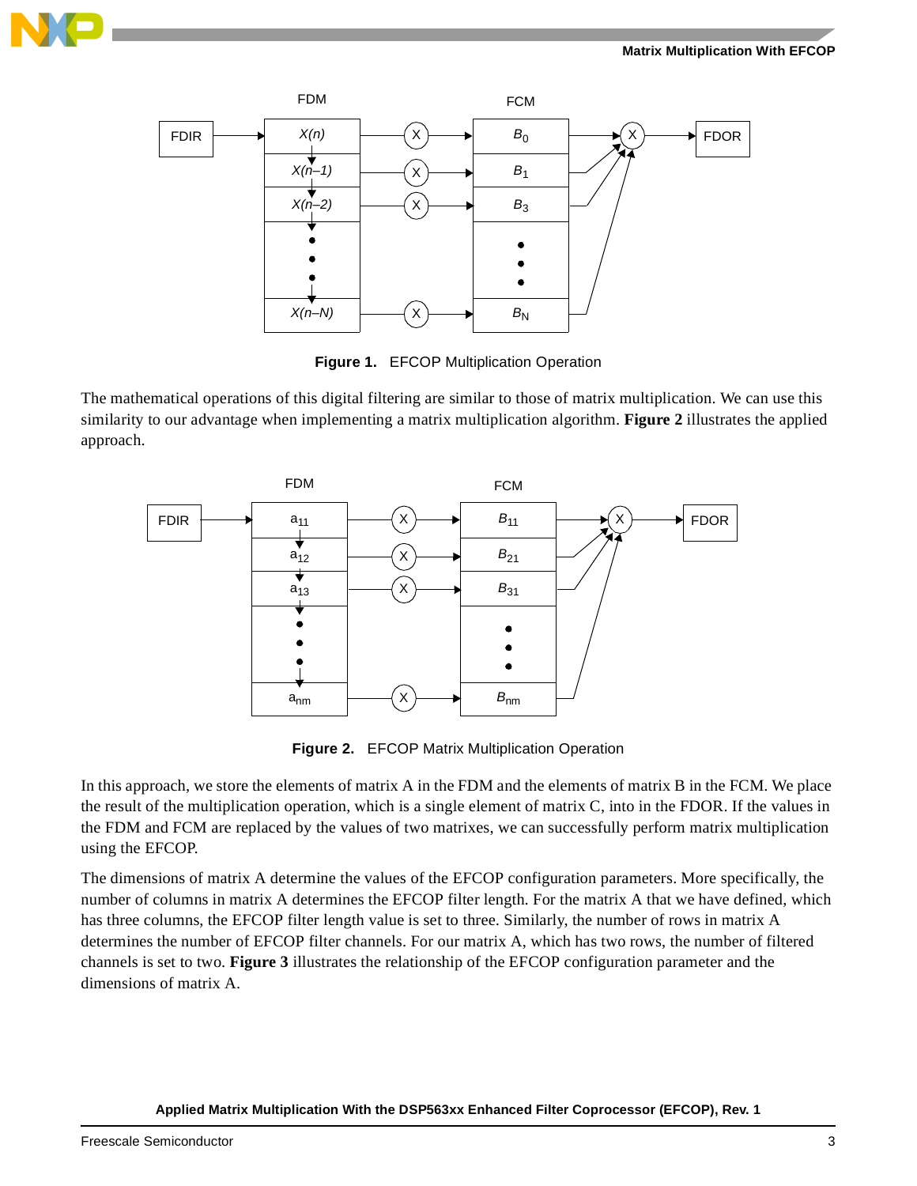Figure 1.   EFCOP Multiplication Operation

The mathematical operations of this digital filtering are similar to those of matrix multiplication. We can use this similarity to our advantage when implementing a matrix multiplication algorithm. **Figure 2** illustrates the applied approach.

Figure 2.   EFCOP Matrix Multiplication Operation

In this approach, we store the elements of matrix A in the FDM and the elements of matrix B in the FCM. We place the result of the multiplication operation, which is a single element of matrix C, into in the FDOR. If the values in the FDM and FCM are replaced by the values of two matrixes, we can successfully perform matrix multiplication using the EFCOP.

The dimensions of matrix A determine the values of the EFCOP configuration parameters. More specifically, the number of columns in matrix A determines the EFCOP filter length. For the matrix A that we have defined, which has three columns, the EFCOP filter length value is set to three. Similarly, the number of rows in matrix A determines the number of EFCOP filter channels. For our matrix A, which has two rows, the number of filtered channels is set to two. **Figure 3** illustrates the relationship of the EFCOP configuration parameter and the dimensions of matrix A.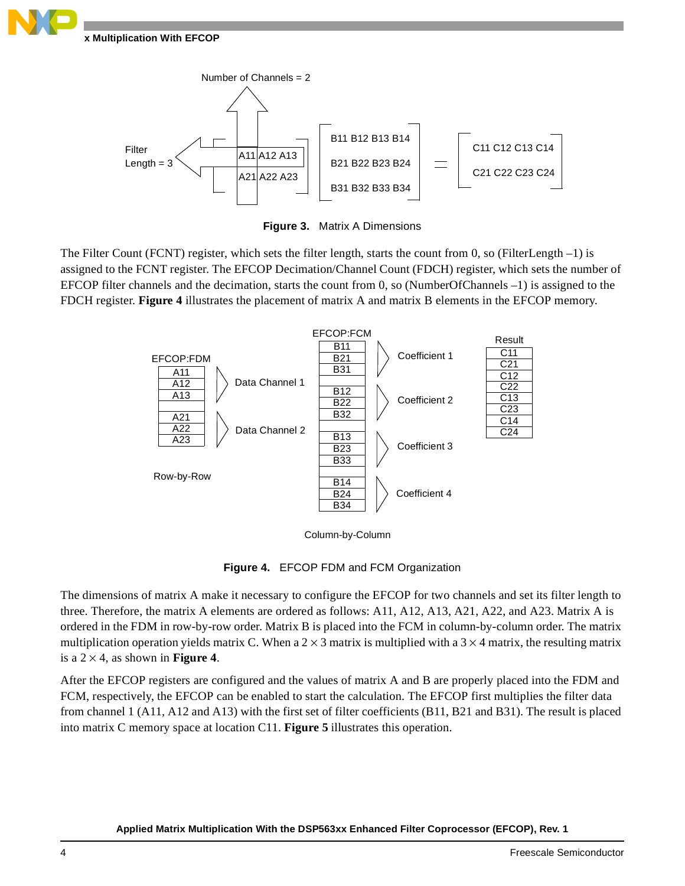Figure 3. Matrix A Dimensions

The Filter Count (FCNT) register, which sets the filter length, starts the count from 0, so (FilterLength –1) is assigned to the FCNT register. The EFCOP Decimation/Channel Count (FDCH) register, which sets the number of EFCOP filter channels and the decimation, starts the count from 0, so (NumberOfChannels –1) is assigned to the FDCH register. **Figure 4** illustrates the placement of matrix A and matrix B elements in the EFCOP memory.

Figure 4. EFCOP FDM and FCM Organization

The dimensions of matrix A make it necessary to configure the EFCOP for two channels and set its filter length to three. Therefore, the matrix A elements are ordered as follows: A11, A12, A13, A21, A22, and A23. Matrix A is ordered in the FDM in row-by-row order. Matrix B is placed into the FCM in column-by-column order. The matrix multiplication operation yields matrix C. When a $2 \times 3$ matrix is multiplied with a $3 \times 4$ matrix, the resulting matrix is a $2 \times 4$, as shown in **Figure 4**.

After the EFCOP registers are configured and the values of matrix A and B are properly placed into the FDM and FCM, respectively, the EFCOP can be enabled to start the calculation. The EFCOP first multiplies the filter data from channel 1 (A11, A12 and A13) with the first set of filter coefficients (B11, B21 and B31). The result is placed into matrix C memory space at location C11. **Figure 5** illustrates this operation.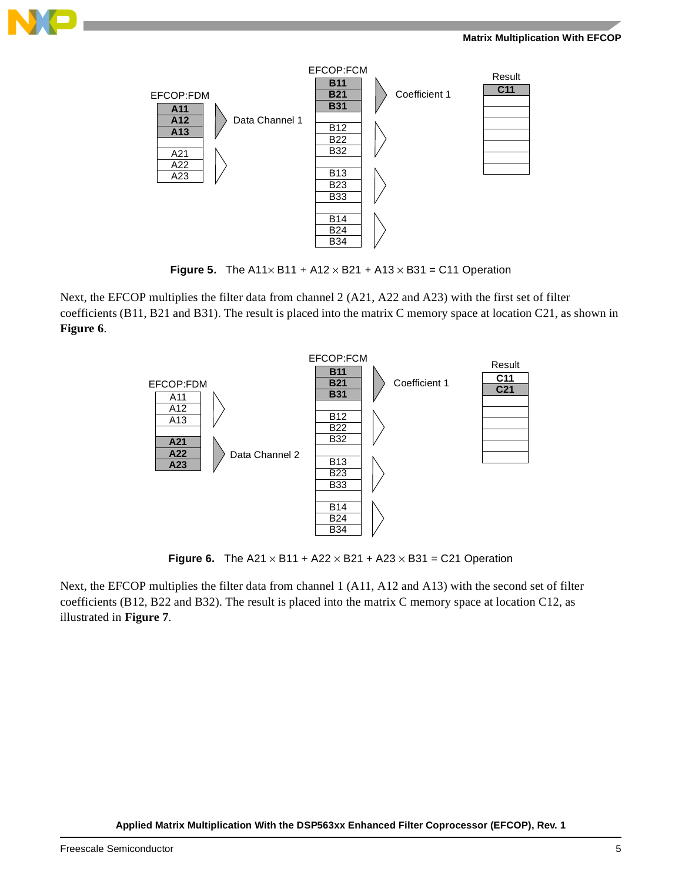**Figure 5.** The A11 × B11 + A12 × B21 + A13 × B31 = C11 Operation

Next, the EFCOP multiplies the filter data from channel 2 (A21, A22 and A23) with the first set of filter coefficients (B11, B21 and B31). The result is placed into the matrix C memory space at location C21, as shown in **Figure 6**.

**Figure 6.** The A21 × B11 + A22 × B21 + A23 × B31 = C21 Operation

Next, the EFCOP multiplies the filter data from channel 1 (A11, A12 and A13) with the second set of filter coefficients (B12, B22 and B32). The result is placed into the matrix C memory space at location C12, as illustrated in **Figure 7**.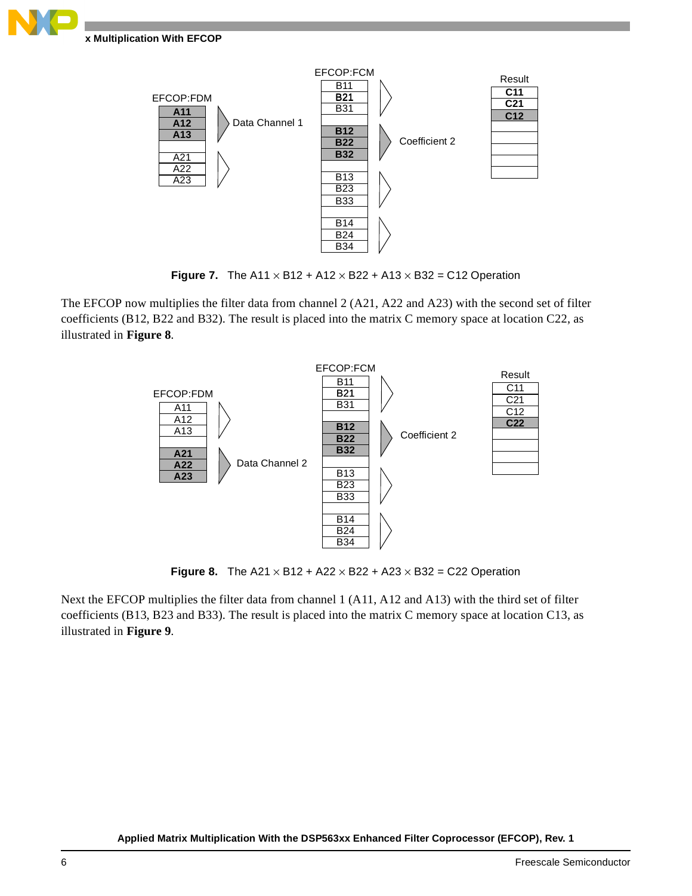Figure 7. The A11 × B12 + A12 × B22 + A13 × B32 = C12 Operation

The EFCOP now multiplies the filter data from channel 2 (A21, A22 and A23) with the second set of filter coefficients (B12, B22 and B32). The result is placed into the matrix C memory space at location C22, as illustrated in **Figure 8**.

Figure 8. The A21 × B12 + A22 × B22 + A23 × B32 = C22 Operation

Next the EFCOP multiplies the filter data from channel 1 (A11, A12 and A13) with the third set of filter coefficients (B13, B23 and B33). The result is placed into the matrix C memory space at location C13, as illustrated in **Figure 9**.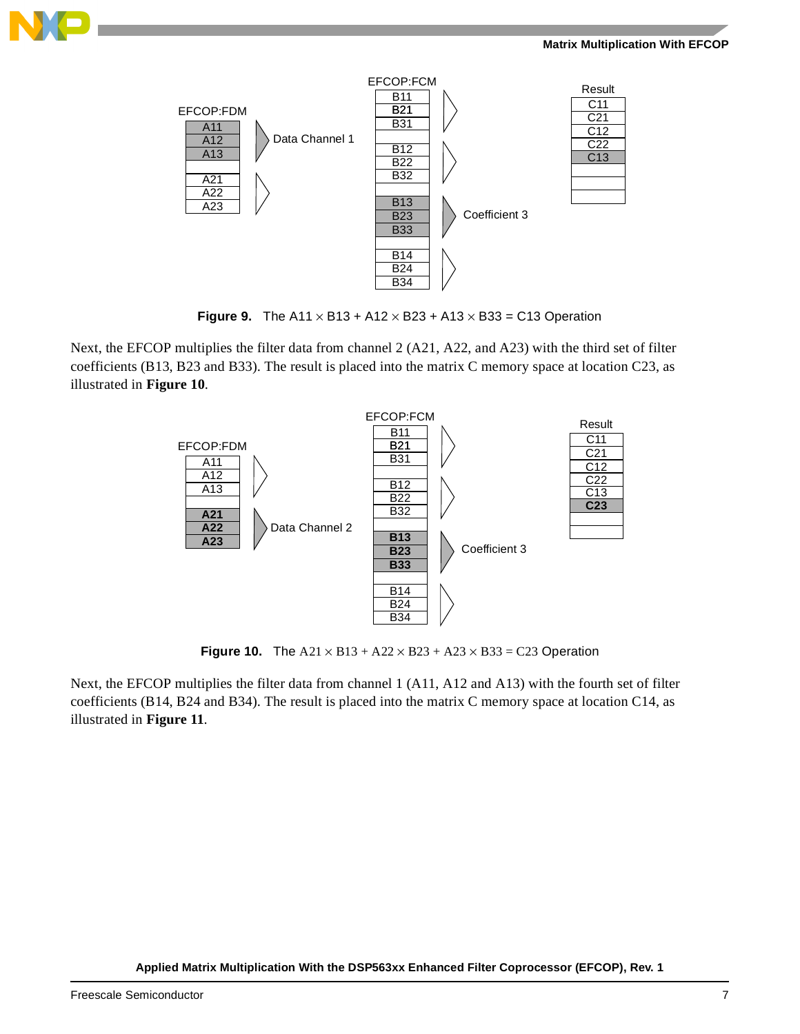**Figure 9. The A11 × B13 + A12 × B23 + A13 × B33 = C13 Operation**

Next, the EFCOP multiplies the filter data from channel 2 (A21, A22, and A23) with the third set of filter coefficients (B13, B23 and B33). The result is placed into the matrix C memory space at location C23, as illustrated in **Figure 10**.

**Figure 10. The A21 × B13 + A22 × B23 + A23 × B33 = C23 Operation**

Next, the EFCOP multiplies the filter data from channel 1 (A11, A12 and A13) with the fourth set of filter coefficients (B14, B24 and B34). The result is placed into the matrix C memory space at location C14, as illustrated in **Figure 11**.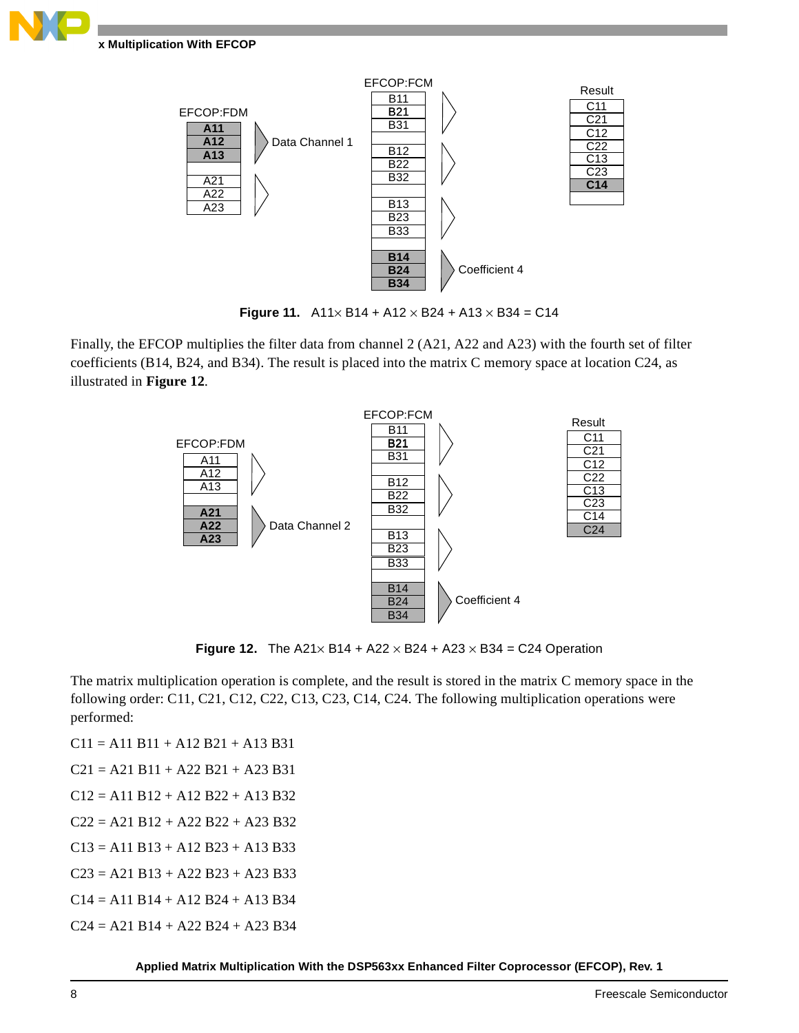**Figure 11.** A11× B14 + A12 × B24 + A13 × B34 = C14

Finally, the EFCOP multiplies the filter data from channel 2 (A21, A22 and A23) with the fourth set of filter coefficients (B14, B24, and B34). The result is placed into the matrix C memory space at location C24, as illustrated in **Figure 12**.

**Figure 12.** The A21× B14 + A22 × B24 + A23 × B34 = C24 Operation

The matrix multiplication operation is complete, and the result is stored in the matrix C memory space in the following order: C11, C21, C12, C22, C13, C23, C14, C24. The following multiplication operations were performed:

C11 = A11 B11 + A12 B21 + A13 B31

C21 = A21 B11 + A22 B21 + A23 B31

C12 = A11 B12 + A12 B22 + A13 B32

C22 = A21 B12 + A22 B22 + A23 B32

C13 = A11 B13 + A12 B23 + A13 B33

C23 = A21 B13 + A22 B23 + A23 B33

C14 = A11 B14 + A12 B24 + A13 B34

C24 = A21 B14 + A22 B24 + A23 B34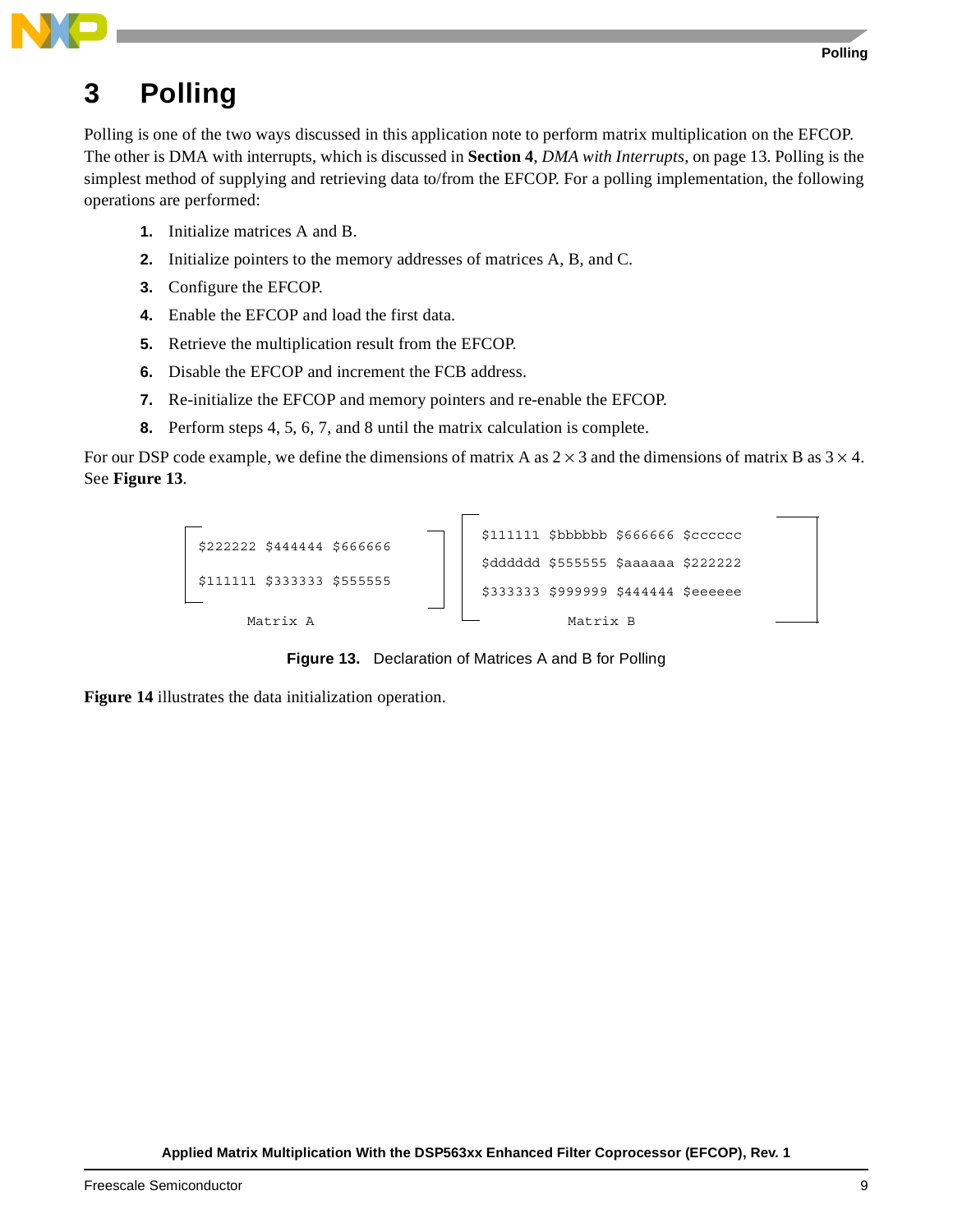# 3 Polling

Polling is one of the two ways discussed in this application note to perform matrix multiplication on the EFCOP. The other is DMA with interrupts, which is discussed in **Section 4**, *DMA with Interrupts*, on page 13. Polling is the simplest method of supplying and retrieving data to/from the EFCOP. For a polling implementation, the following operations are performed:

1. Initialize matrices A and B.
2. Initialize pointers to the memory addresses of matrices A, B, and C.
3. Configure the EFCOP.
4. Enable the EFCOP and load the first data.
5. Retrieve the multiplication result from the EFCOP.
6. Disable the EFCOP and increment the FCB address.
7. Re-initialize the EFCOP and memory pointers and re-enable the EFCOP.
8. Perform steps 4, 5, 6, 7, and 8 until the matrix calculation is complete.

For our DSP code example, we define the dimensions of matrix A as $2 \times 3$ and the dimensions of matrix B as $3 \times 4$. See **Figure 13**.

```
Matrix A:
$222222 $444444 $666666
$111111 $333333 $555555

Matrix B:
$111111 $bbbbbb $666666 $cccccc
$dddddd $555555 $aaaaaa $222222
$333333 $999999 $444444 $eeeeee
```

**Figure 13.** Declaration of Matrices A and B for Polling

**Figure 14** illustrates the data initialization operation.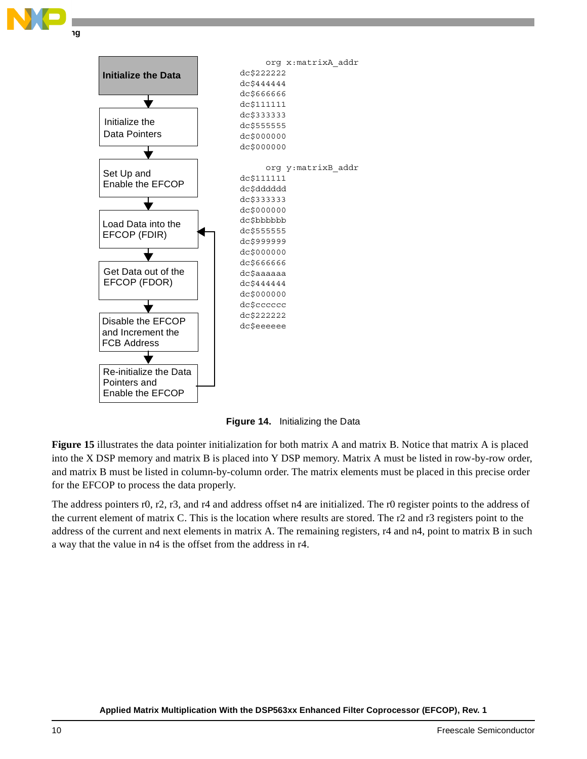Initialize the Data

↓

Initialize the Data Pointers

↓

Set Up and Enable the EFCOP

↓

Load Data into the EFCOP (FDIR)

↓

Get Data out of the EFCOP (FDOR)

↓

Disable the EFCOP and Increment the FCB Address

↓

Re-initialize the Data Pointers and Enable the EFCOP

```
    org x:matrixA_addr
dc$222222
dc$444444
dc$666666
dc$111111
dc$333333
dc$555555
dc$000000
dc$000000

    org y:matrixB_addr
dc$111111
dc$dddddd
dc$333333
dc$000000
dc$bbbbbb
dc$555555
dc$999999
dc$000000
dc$666666
dc$aaaaaa
dc$444444
dc$000000
dc$cccccc
dc$222222
dc$eeeeee
```

**Figure 14.** Initializing the Data

**Figure 15** illustrates the data pointer initialization for both matrix A and matrix B. Notice that matrix A is placed into the X DSP memory and matrix B is placed into Y DSP memory. Matrix A must be listed in row-by-row order, and matrix B must be listed in column-by-column order. The matrix elements must be placed in this precise order for the EFCOP to process the data properly.

The address pointers r0, r2, r3, and r4 and address offset n4 are initialized. The r0 register points to the address of the current element of matrix C. This is the location where results are stored. The r2 and r3 registers point to the address of the current and next elements in matrix A. The remaining registers, r4 and n4, point to matrix B in such a way that the value in n4 is the offset from the address in r4.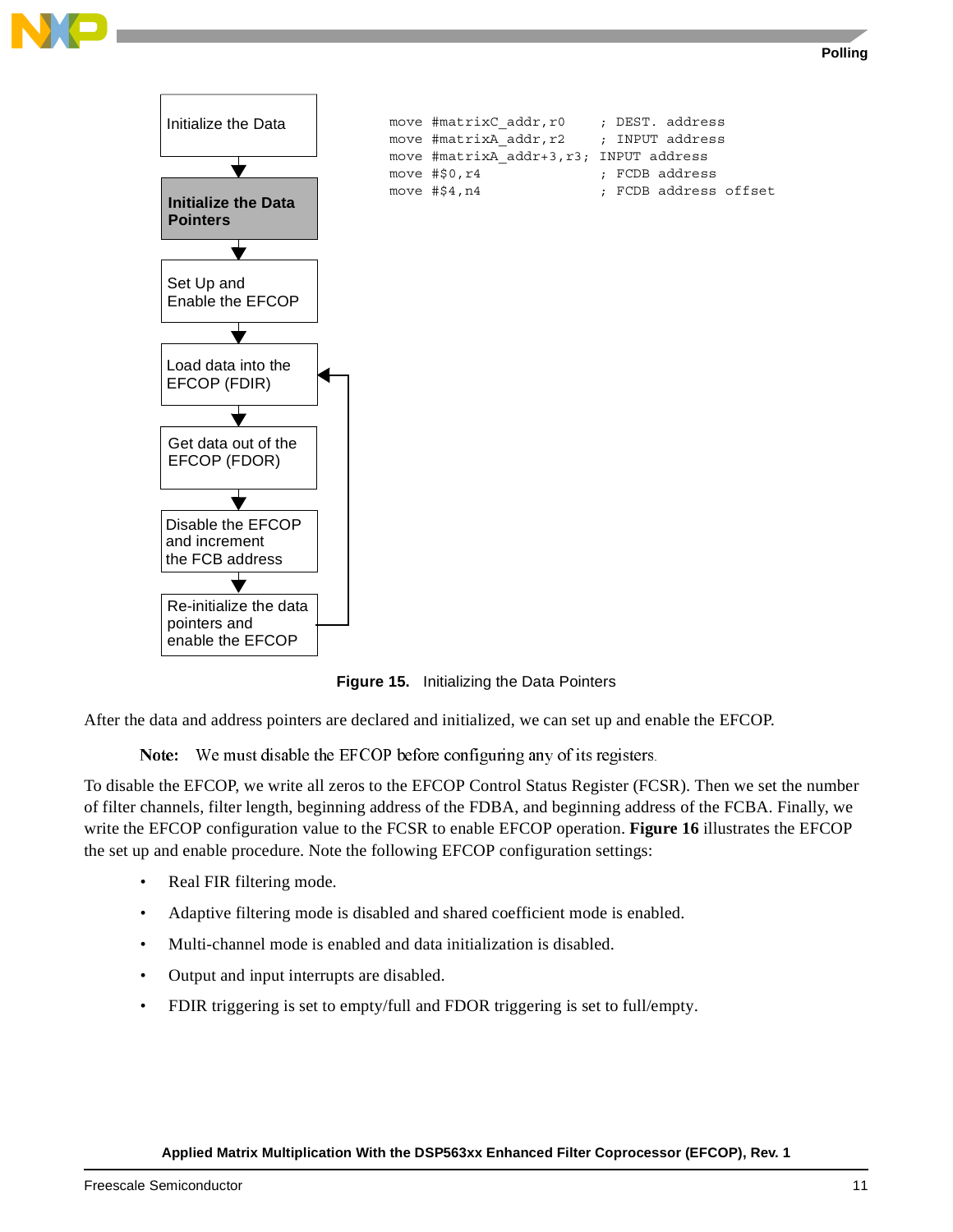Initialize the Data

**Initialize the Data Pointers**

Set Up and Enable the EFCOP

Load data into the EFCOP (FDIR)

Get data out of the EFCOP (FDOR)

Disable the EFCOP and increment the FCB address

Re-initialize the data pointers and enable the EFCOP

```
move #matrixC_addr,r0     ; DEST. address
move #matrixA_addr,r2     ; INPUT address
move #matrixA_addr+3,r3;  INPUT address
move #$0,r4               ; FCDB address
move #$4,n4               ; FCDB address offset
```

**Figure 15.** Initializing the Data Pointers

After the data and address pointers are declared and initialized, we can set up and enable the EFCOP.

> **Note:** We must disable the EFCOP before configuring any of its registers.

To disable the EFCOP, we write all zeros to the EFCOP Control Status Register (FCSR). Then we set the number of filter channels, filter length, beginning address of the FDBA, and beginning address of the FCBA. Finally, we write the EFCOP configuration value to the FCSR to enable EFCOP operation. **Figure 16** illustrates the EFCOP the set up and enable procedure. Note the following EFCOP configuration settings:

- Real FIR filtering mode.
- Adaptive filtering mode is disabled and shared coefficient mode is enabled.
- Multi-channel mode is enabled and data initialization is disabled.
- Output and input interrupts are disabled.
- FDIR triggering is set to empty/full and FDOR triggering is set to full/empty.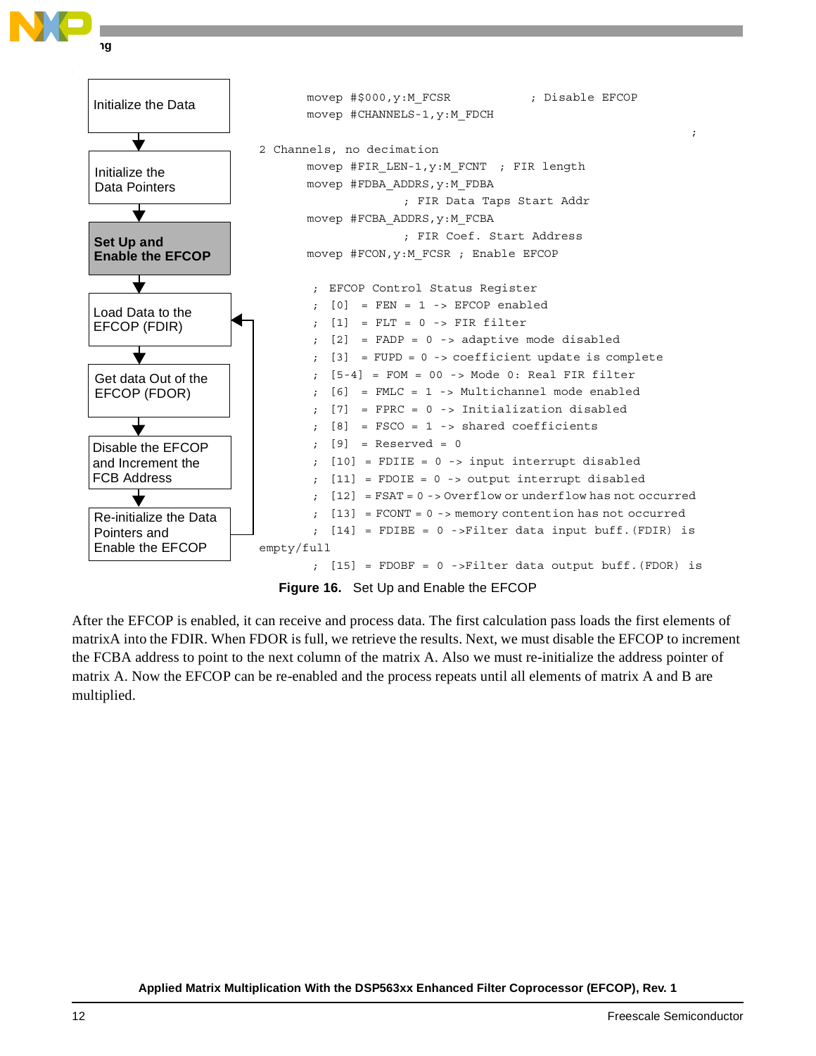Initialize the Data

Initialize the Data Pointers

**Set Up and Enable the EFCOP**

Load Data to the EFCOP (FDIR)

Get data Out of the EFCOP (FDOR)

Disable the EFCOP and Increment the FCB Address

Re-initialize the Data Pointers and Enable the EFCOP

```
        movep #$000,y:M_FCSR           ; Disable EFCOP
        movep #CHANNELS-1,y:M_FDCH
                                                                ;
2 Channels, no decimation
        movep #FIR_LEN-1,y:M_FCNT  ; FIR length
        movep #FDBA_ADDRS,y:M_FDBA
                      ; FIR Data Taps Start Addr
        movep #FCBA_ADDRS,y:M_FCBA
                      ; FIR Coef. Start Address
        movep #FCON,y:M_FCSR ; Enable EFCOP

         ; EFCOP Control Status Register
         ;  [0]   = FEN  = 1  -> EFCOP enabled
         ;  [1]   = FLT  = 0  -> FIR filter
         ;  [2]   = FADP  = 0  -> adaptive mode disabled
         ;  [3]   = FUPD = 0  -> coefficient update is complete
         ;  [5-4]  = FOM  = 00  -> Mode 0: Real FIR filter
         ;  [6]   = FMLC  = 1  -> Multichannel mode enabled
         ;  [7]   = FPRC  = 0  -> Initialization disabled
         ;  [8]   = FSCO  = 1  -> shared coefficients
         ;  [9]   = Reserved  = 0
         ;  [10]  = FDIIE  = 0  -> input interrupt disabled
         ;  [11]  = FDOIE  = 0  -> output interrupt disabled
         ;  [12]  = FSAT = 0 -> Overflow or underflow has not occurred
         ;  [13]  = FCONT = 0 -> memory contention has not occurred
         ;  [14]  = FDIBE  = 0  ->Filter data input buff.(FDIR)  is
empty/full
         ;  [15]  = FDOBF  = 0  ->Filter data output buff.(FDOR)  is
```

**Figure 16.** Set Up and Enable the EFCOP

After the EFCOP is enabled, it can receive and process data. The first calculation pass loads the first elements of matrixA into the FDIR. When FDOR is full, we retrieve the results. Next, we must disable the EFCOP to increment the FCBA address to point to the next column of the matrix A. Also we must re-initialize the address pointer of matrix A. Now the EFCOP can be re-enabled and the process repeats until all elements of matrix A and B are multiplied.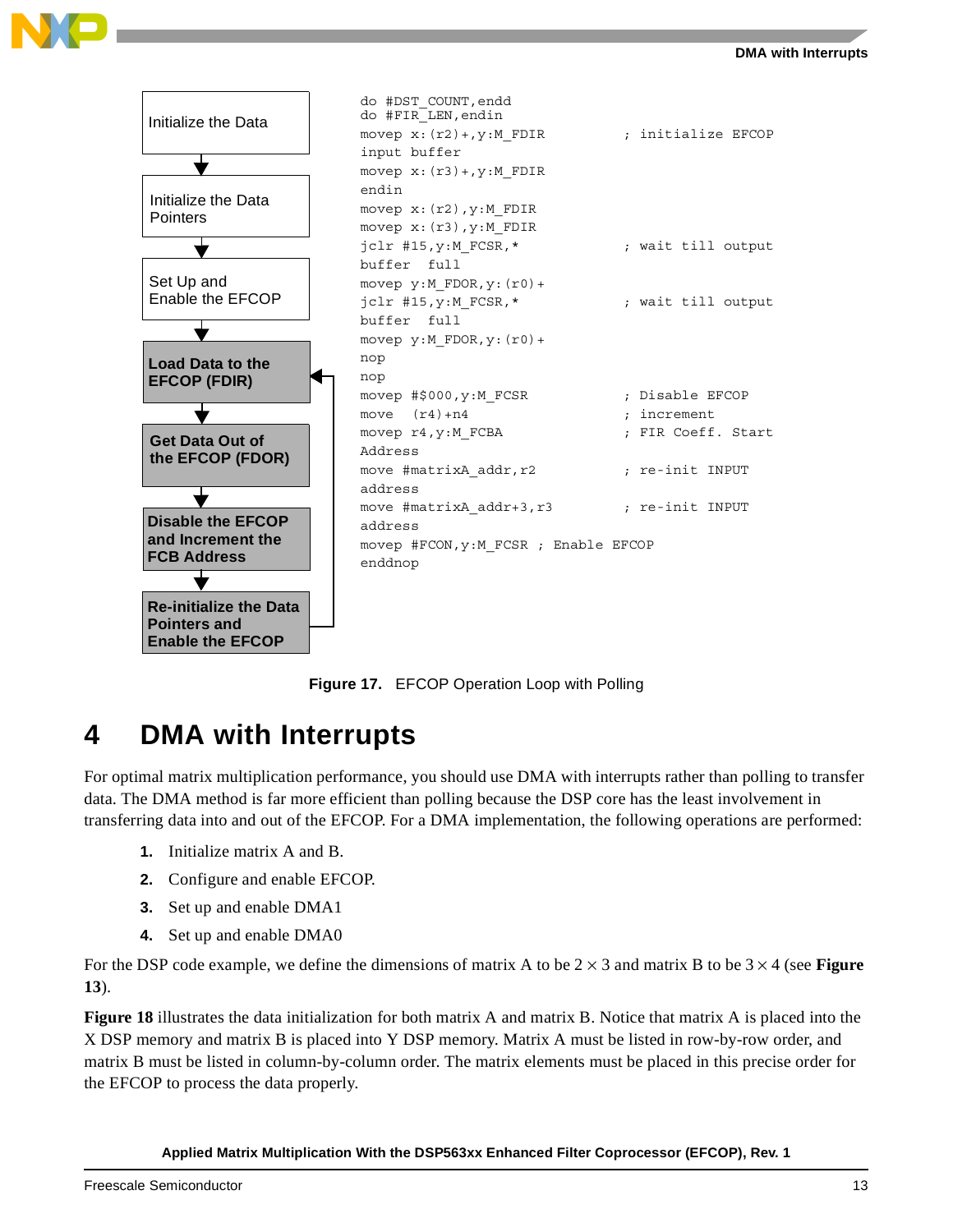Initialize the Data

Initialize the Data Pointers

Set Up and Enable the EFCOP

**Load Data to the EFCOP (FDIR)**

**Get Data Out of the EFCOP (FDOR)**

**Disable the EFCOP and Increment the FCB Address**

**Re-initialize the Data Pointers and Enable the EFCOP**

```
do #DST_COUNT,endd
do #FIR_LEN,endin
movep x:(r2)+,y:M_FDIR          ; initialize EFCOP
input buffer
movep x:(r3)+,y:M_FDIR
endin
movep x:(r2),y:M_FDIR
movep x:(r3),y:M_FDIR
jclr #15,y:M_FCSR,*             ; wait till output
buffer  full
movep y:M_FDOR,y:(r0)+
jclr #15,y:M_FCSR,*             ; wait till output
buffer  full
movep y:M_FDOR,y:(r0)+
nop
nop
movep #$000,y:M_FCSR            ; Disable EFCOP
move  (r4)+n4                   ; increment
movep r4,y:M_FCBA               ; FIR Coeff. Start
Address
move #matrixA_addr,r2           ; re-init INPUT
address
move #matrixA_addr+3,r3         ; re-init INPUT
address
movep #FCON,y:M_FCSR ; Enable EFCOP
enddnop
```

**Figure 17.** EFCOP Operation Loop with Polling

# 4 DMA with Interrupts

For optimal matrix multiplication performance, you should use DMA with interrupts rather than polling to transfer data. The DMA method is far more efficient than polling because the DSP core has the least involvement in transferring data into and out of the EFCOP. For a DMA implementation, the following operations are performed:

1. Initialize matrix A and B.
2. Configure and enable EFCOP.
3. Set up and enable DMA1
4. Set up and enable DMA0

For the DSP code example, we define the dimensions of matrix A to be $2 \times 3$ and matrix B to be $3 \times 4$ (see **Figure 13**).

**Figure 18** illustrates the data initialization for both matrix A and matrix B. Notice that matrix A is placed into the X DSP memory and matrix B is placed into Y DSP memory. Matrix A must be listed in row-by-row order, and matrix B must be listed in column-by-column order. The matrix elements must be placed in this precise order for the EFCOP to process the data properly.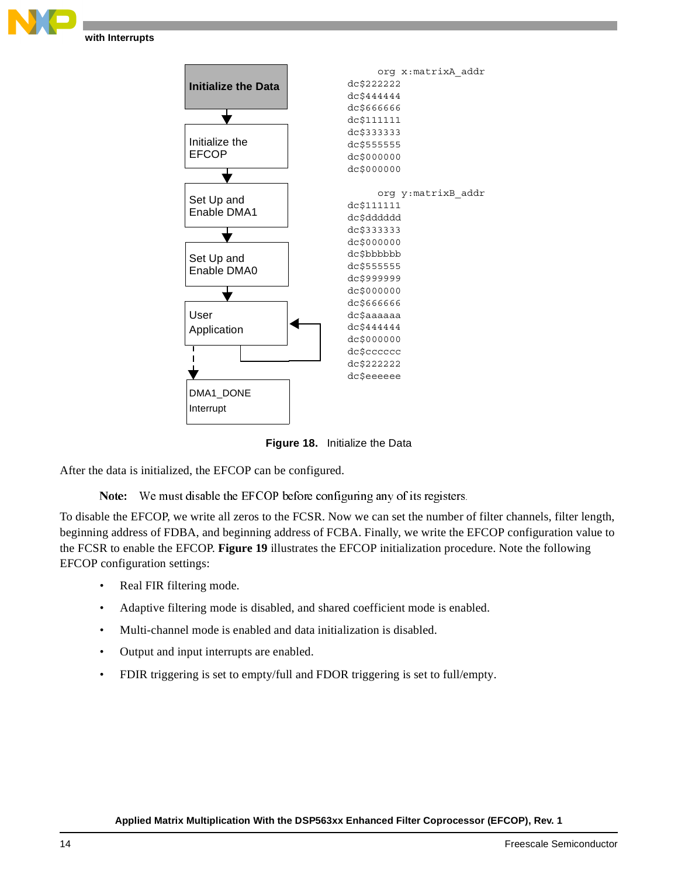Initialize the Data → Initialize the EFCOP → Set Up and Enable DMA1 → Set Up and Enable DMA0 → User Application → DMA1_DONE Interrupt

```
    org x:matrixA_addr
dc$222222
dc$444444
dc$666666
dc$111111
dc$333333
dc$555555
dc$000000
dc$000000

    org y:matrixB_addr
dc$111111
dc$dddddd
dc$333333
dc$000000
dc$bbbbbb
dc$555555
dc$999999
dc$000000
dc$666666
dc$aaaaaa
dc$444444
dc$000000
dc$cccccc
dc$222222
dc$eeeeee
```

**Figure 18.** Initialize the Data

After the data is initialized, the EFCOP can be configured.

**Note:** We must disable the EFCOP before configuring any of its registers.

To disable the EFCOP, we write all zeros to the FCSR. Now we can set the number of filter channels, filter length, beginning address of FDBA, and beginning address of FCBA. Finally, we write the EFCOP configuration value to the FCSR to enable the EFCOP. **Figure 19** illustrates the EFCOP initialization procedure. Note the following EFCOP configuration settings:

- Real FIR filtering mode.
- Adaptive filtering mode is disabled, and shared coefficient mode is enabled.
- Multi-channel mode is enabled and data initialization is disabled.
- Output and input interrupts are enabled.
- FDIR triggering is set to empty/full and FDOR triggering is set to full/empty.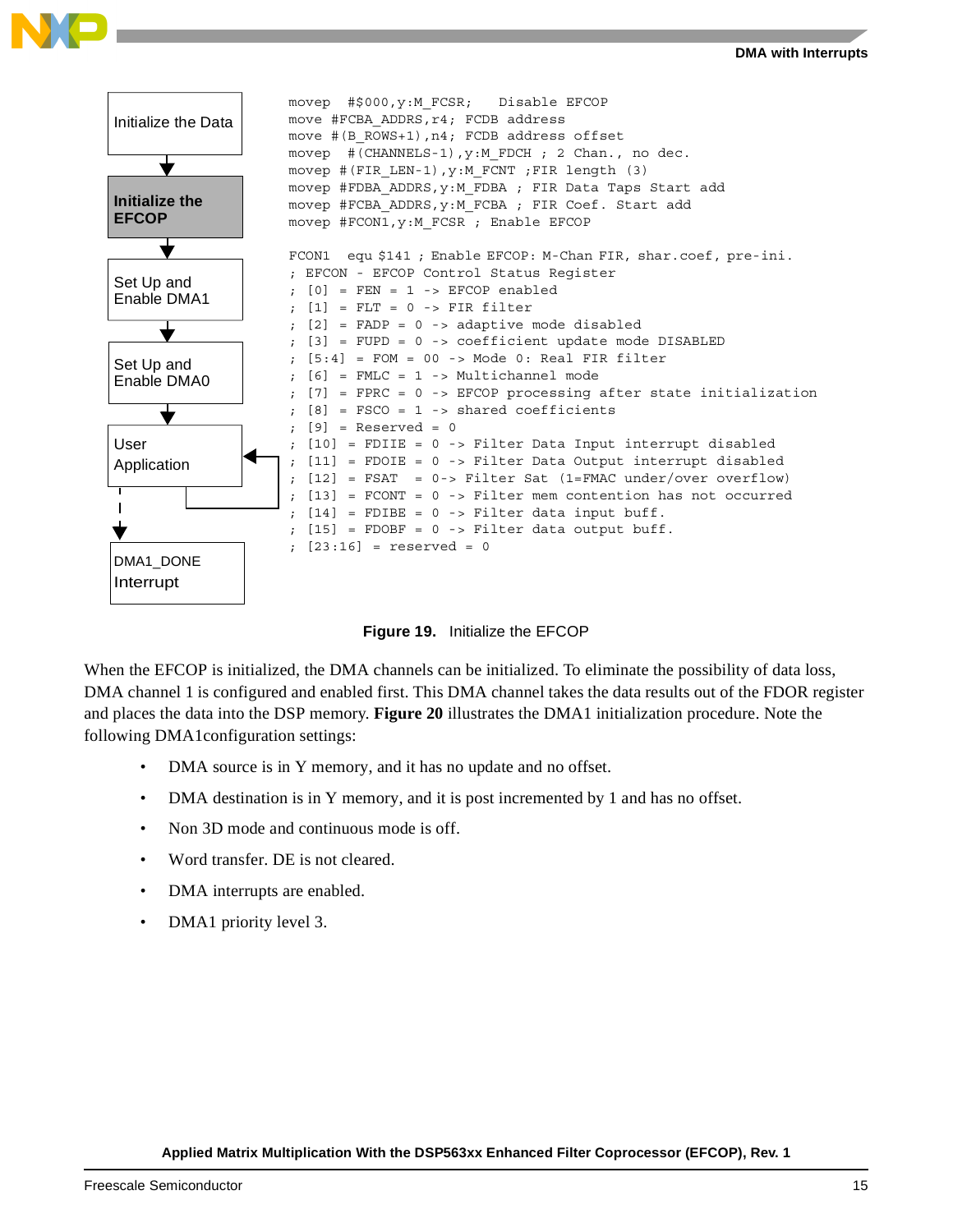Initialize the Data → **Initialize the EFCOP** → Set Up and Enable DMA1 → Set Up and Enable DMA0 → User Application → DMA1_DONE Interrupt

```
movep  #$000,y:M_FCSR;   Disable EFCOP
move #FCBA_ADDRS,r4; FCDB address
move #(B_ROWS+1),n4; FCDB address offset
movep  #(CHANNELS-1),y:M_FDCH ; 2 Chan., no dec.
movep #(FIR_LEN-1),y:M_FCNT ;FIR length (3)
movep #FDBA_ADDRS,y:M_FDBA ; FIR Data Taps Start add
movep #FCBA_ADDRS,y:M_FCBA ; FIR Coef. Start add
movep #FCON1,y:M_FCSR ; Enable EFCOP

FCON1  equ $141 ; Enable EFCOP: M-Chan FIR, shar.coef, pre-ini.
; EFCON - EFCOP Control Status Register
; [0]  = FEN  = 1 -> EFCOP enabled
; [1]  = FLT  = 0 -> FIR filter
; [2]  = FADP = 0 -> adaptive mode disabled
; [3]  = FUPD = 0 -> coefficient update mode DISABLED
; [5:4] = FOM = 00 -> Mode 0: Real FIR filter
; [6]  = FMLC = 1 -> Multichannel mode
; [7]  = FPRC = 0 -> EFCOP processing after state initialization
; [8]  = FSCO = 1 -> shared coefficients
; [9]  = Reserved = 0
; [10] = FDIIE = 0 -> Filter Data Input interrupt disabled
; [11] = FDOIE = 0 -> Filter Data Output interrupt disabled
; [12] = FSAT  = 0-> Filter Sat (1=FMAC under/over overflow)
; [13] = FCONT = 0 -> Filter mem contention has not occurred
; [14] = FDIBE = 0 -> Filter data input buff.
; [15] = FDOBF = 0 -> Filter data output buff.
; [23:16] = reserved = 0
```

**Figure 19.** Initialize the EFCOP

When the EFCOP is initialized, the DMA channels can be initialized. To eliminate the possibility of data loss, DMA channel 1 is configured and enabled first. This DMA channel takes the data results out of the FDOR register and places the data into the DSP memory. **Figure 20** illustrates the DMA1 initialization procedure. Note the following DMA1configuration settings:

- DMA source is in Y memory, and it has no update and no offset.
- DMA destination is in Y memory, and it is post incremented by 1 and has no offset.
- Non 3D mode and continuous mode is off.
- Word transfer. DE is not cleared.
- DMA interrupts are enabled.
- DMA1 priority level 3.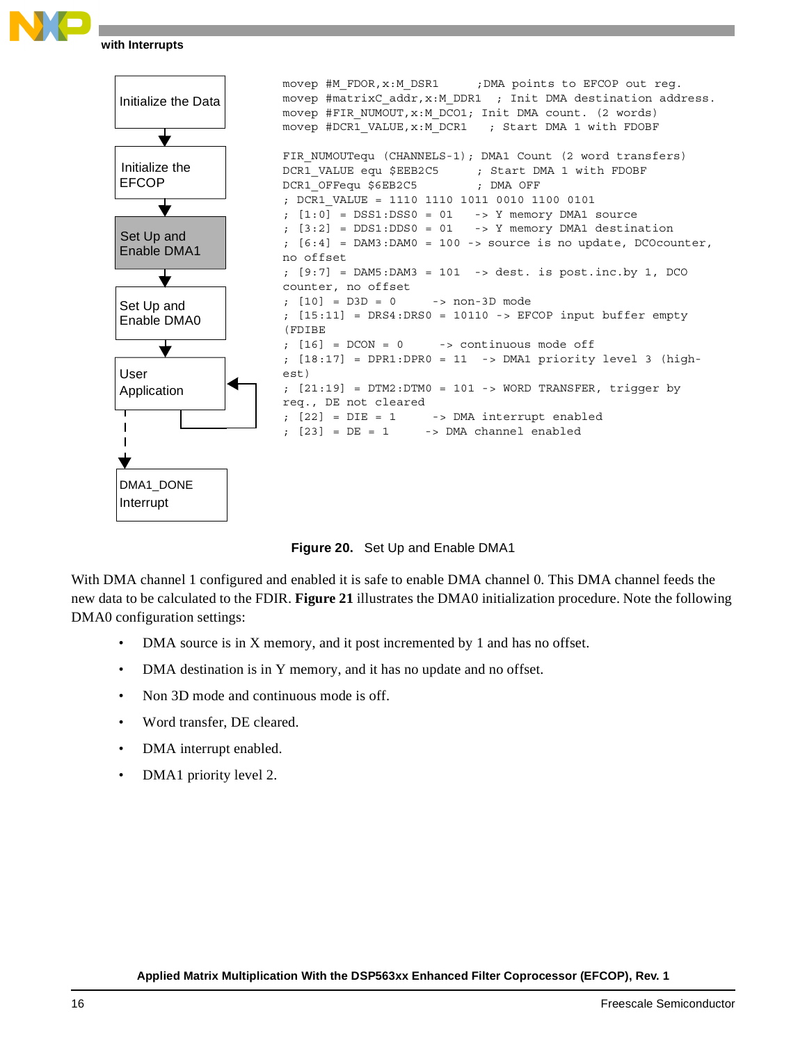Initialize the Data → Initialize the EFCOP → **Set Up and Enable DMA1** → Set Up and Enable DMA0 → User Application → DMA1_DONE Interrupt

```
movep #M_FDOR,x:M_DSR1      ;DMA points to EFCOP out reg.
movep #matrixC_addr,x:M_DDR1  ; Init DMA destination address.
movep #FIR_NUMOUT,x:M_DCO1; Init DMA count. (2 words)
movep #DCR1_VALUE,x:M_DCR1    ; Start DMA 1 with FDOBF

FIR_NUMOUTequ (CHANNELS-1); DMA1 Count (2 word transfers)
DCR1_VALUE equ $EEB2C5      ; Start DMA 1 with FDOBF
DCR1_OFFequ $6EB2C5         ; DMA OFF
; DCR1_VALUE = 1110 1110 1011 0010 1100 0101
; [1:0] = DSS1:DSS0 = 01   -> Y memory DMA1 source
; [3:2] = DDS1:DDS0 = 01   -> Y memory DMA1 destination
; [6:4] = DAM3:DAM0 = 100 -> source is no update, DCOcounter,
no offset
; [9:7] = DAM5:DAM3 = 101  -> dest. is post.inc.by 1, DCO
counter, no offset
; [10] = D3D = 0      -> non-3D mode
; [15:11] = DRS4:DRS0 = 10110 -> EFCOP input buffer empty
(FDIBE
; [16] = DCON = 0      -> continuous mode off
; [18:17] = DPR1:DPR0 = 11  -> DMA1 priority level 3 (high-
est)
; [21:19] = DTM2:DTM0 = 101 -> WORD TRANSFER, trigger by
req., DE not cleared
; [22] = DIE = 1      -> DMA interrupt enabled
; [23] = DE = 1      -> DMA channel enabled
```

**Figure 20.** Set Up and Enable DMA1

With DMA channel 1 configured and enabled it is safe to enable DMA channel 0. This DMA channel feeds the new data to be calculated to the FDIR. **Figure 21** illustrates the DMA0 initialization procedure. Note the following DMA0 configuration settings:

- DMA source is in X memory, and it post incremented by 1 and has no offset.
- DMA destination is in Y memory, and it has no update and no offset.
- Non 3D mode and continuous mode is off.
- Word transfer, DE cleared.
- DMA interrupt enabled.
- DMA1 priority level 2.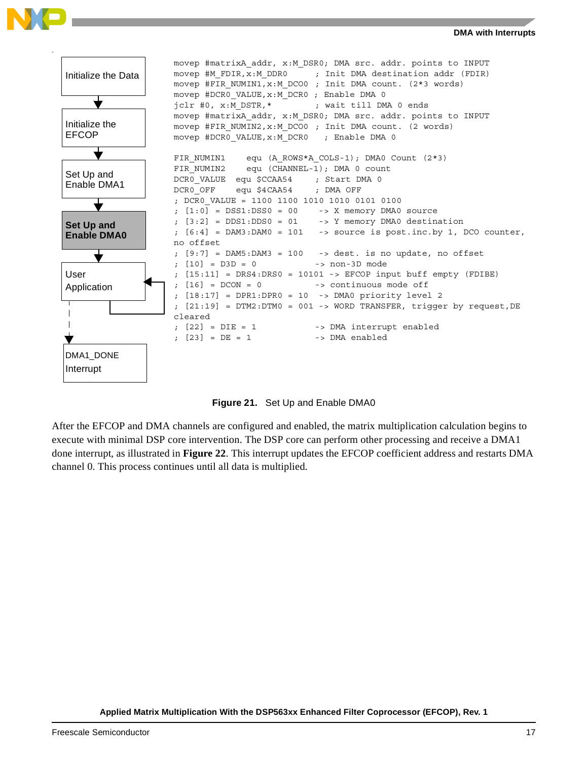Initialize the Data

Initialize the EFCOP

Set Up and Enable DMA1

**Set Up and Enable DMA0**

User Application

DMA1_DONE Interrupt

```
movep #matrixA_addr, x:M_DSR0; DMA src. addr. points to INPUT
movep #M_FDIR,x:M_DDR0      ; Init DMA destination addr (FDIR)
movep #FIR_NUMIN1,x:M_DCO0  ; Init DMA count. (2*3 words)
movep #DCR0_VALUE,x:M_DCR0  ; Enable DMA 0
jclr #0, x:M_DSTR,*         ; wait till DMA 0 ends
movep #matrixA_addr, x:M_DSR0; DMA src. addr. points to INPUT
movep #FIR_NUMIN2,x:M_DCO0  ; Init DMA count. (2 words)
movep #DCR0_VALUE,x:M_DCR0    ; Enable DMA 0

FIR_NUMIN1     equ (A_ROWS*A_COLS-1); DMA0 Count (2*3)
FIR_NUMIN2     equ (CHANNEL-1); DMA 0 count
DCR0_VALUE  equ $CCAA54     ; Start DMA 0
DCR0_OFF     equ $4CAA54     ; DMA OFF
; DCR0_VALUE = 1100 1100 1010 1010 0101 0100
; [1:0]  = DSS1:DSS0 = 00     -> X memory DMA0 source
; [3:2]  = DDS1:DDS0 = 01     -> Y memory DMA0 destination
; [6:4]  = DAM3:DAM0 = 101    -> source is post.inc.by 1, DCO counter,
no offset
; [9:7]  = DAM5:DAM3 = 100    -> dest. is no update, no offset
; [10]  = D3D = 0            -> non-3D mode
; [15:11] = DRS4:DRS0 = 10101 -> EFCOP input buff empty (FDIBE)
; [16]  = DCON = 0           -> continuous mode off
; [18:17] = DPR1:DPR0 = 10  -> DMA0 priority level 2
; [21:19] = DTM2:DTM0 = 001 -> WORD TRANSFER, trigger by request,DE
cleared
; [22]  = DIE = 1            -> DMA interrupt enabled
; [23]  = DE = 1             -> DMA enabled
```

**Figure 21.** Set Up and Enable DMA0

After the EFCOP and DMA channels are configured and enabled, the matrix multiplication calculation begins to execute with minimal DSP core intervention. The DSP core can perform other processing and receive a DMA1 done interrupt, as illustrated in **Figure 22**. This interrupt updates the EFCOP coefficient address and restarts DMA channel 0. This process continues until all data is multiplied.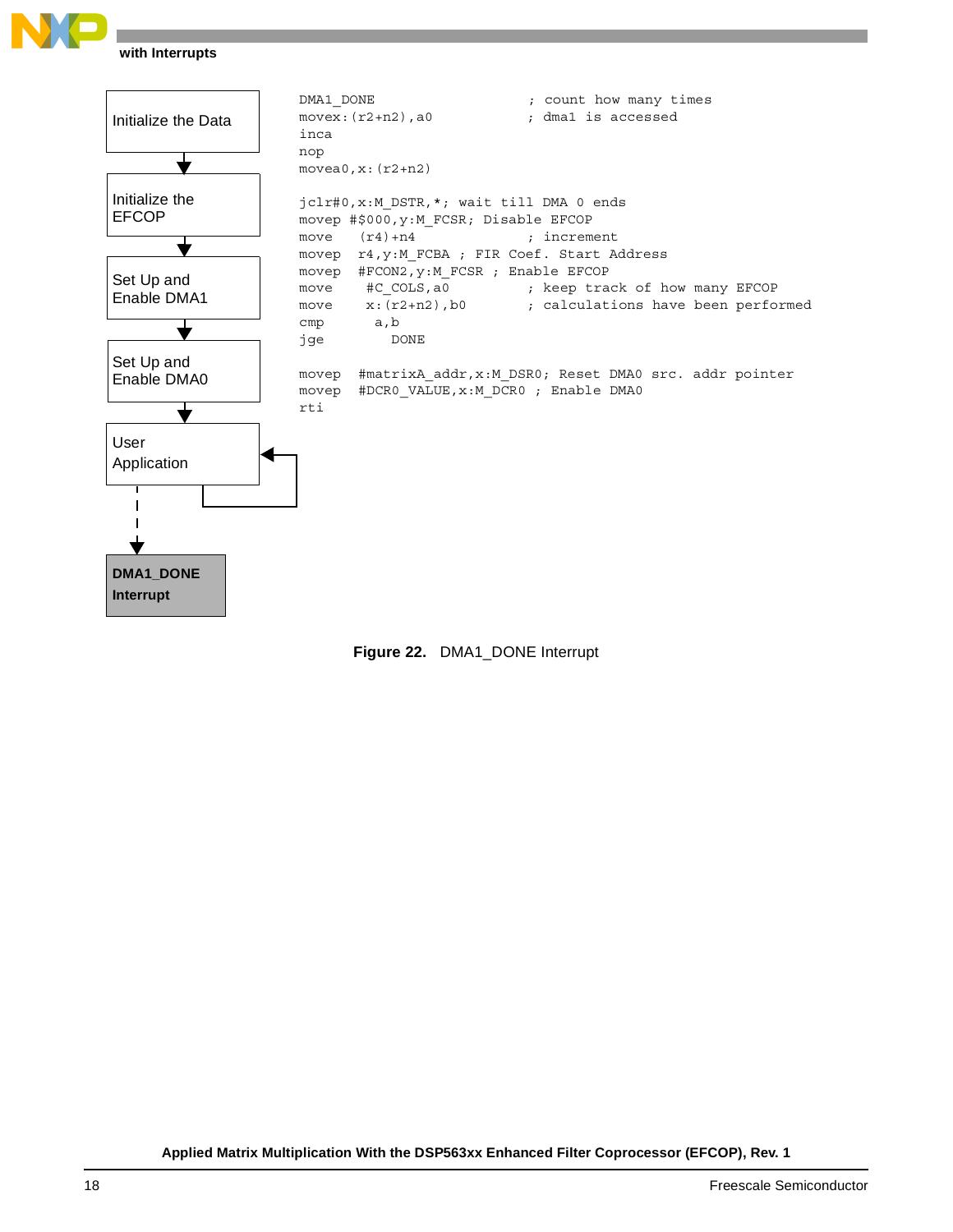Initialize the Data

Initialize the EFCOP

Set Up and Enable DMA1

Set Up and Enable DMA0

User Application

**DMA1_DONE Interrupt**

```
DMA1_DONE                          ; count how many times
movex:(r2+n2),a0                   ; dma1 is accessed
inca
nop
movea0,x:(r2+n2)

jclr#0,x:M_DSTR,*; wait till DMA 0 ends
movep #$000,y:M_FCSR; Disable EFCOP
move    (r4)+n4                    ; increment
movep  r4,y:M_FCBA ; FIR Coef. Start Address
movep  #FCON2,y:M_FCSR ; Enable EFCOP
move    #C_COLS,a0                 ; keep track of how many EFCOP
move    x:(r2+n2),b0               ; calculations have been performed
cmp      a,b
jge        DONE

movep  #matrixA_addr,x:M_DSR0; Reset DMA0 src. addr pointer
movep  #DCR0_VALUE,x:M_DCR0 ; Enable DMA0
rti
```

**Figure 22.** DMA1_DONE Interrupt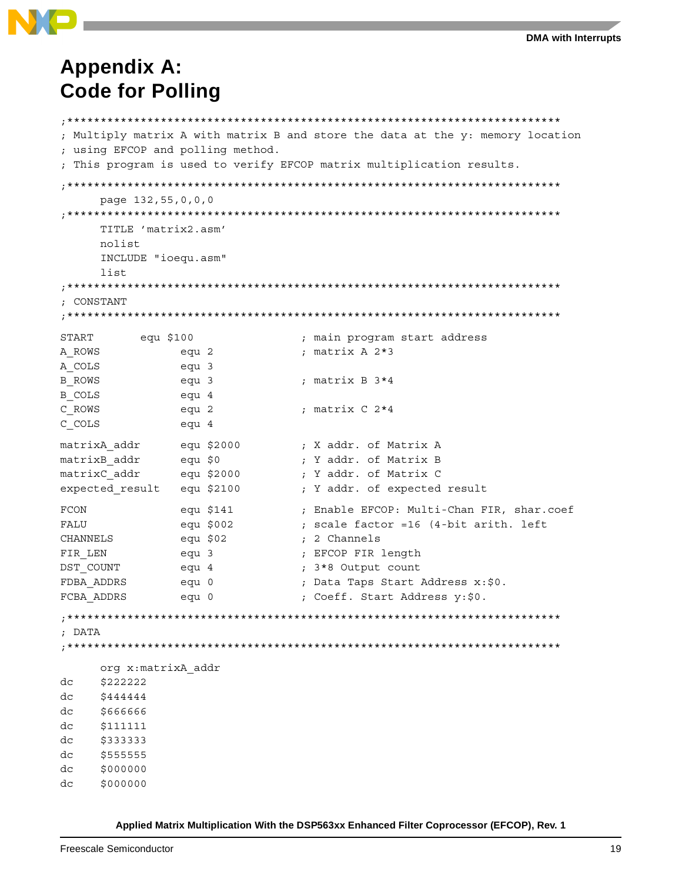# Appendix A: Code for Polling

```
;***************************************************************************
; Multiply matrix A with matrix B and store the data at the y: memory location
; using EFCOP and polling method.
; This program is used to verify EFCOP matrix multiplication results.
;***************************************************************************
      page 132,55,0,0,0
;***************************************************************************
      TITLE 'matrix2.asm'
      nolist
      INCLUDE "ioequ.asm"
      list
;***************************************************************************
; CONSTANT
;***************************************************************************
START       equ $100                ; main program start address
A_ROWS            equ 2             ; matrix A 2*3
A_COLS            equ 3
B_ROWS            equ 3             ; matrix B 3*4
B_COLS            equ 4
C_ROWS            equ 2             ; matrix C 2*4
C_COLS            equ 4

matrixA_addr      equ $2000         ; X addr. of Matrix A
matrixB_addr      equ $0            ; Y addr. of Matrix B
matrixC_addr      equ $2000         ; Y addr. of Matrix C
expected_result   equ $2100         ; Y addr. of expected result

FCON              equ $141          ; Enable EFCOP: Multi-Chan FIR, shar.coef
FALU              equ $002          ; scale factor =16 (4-bit arith. left
CHANNELS          equ $02           ; 2 Channels
FIR_LEN           equ 3             ; EFCOP FIR length
DST_COUNT         equ 4             ; 3*8 Output count
FDBA_ADDRS        equ 0             ; Data Taps Start Address x:$0.
FCBA_ADDRS        equ 0             ; Coeff. Start Address y:$0.

;***************************************************************************
; DATA
;***************************************************************************
      org x:matrixA_addr
dc    $222222
dc    $444444
dc    $666666
dc    $111111
dc    $333333
dc    $555555
dc    $000000
dc    $000000
```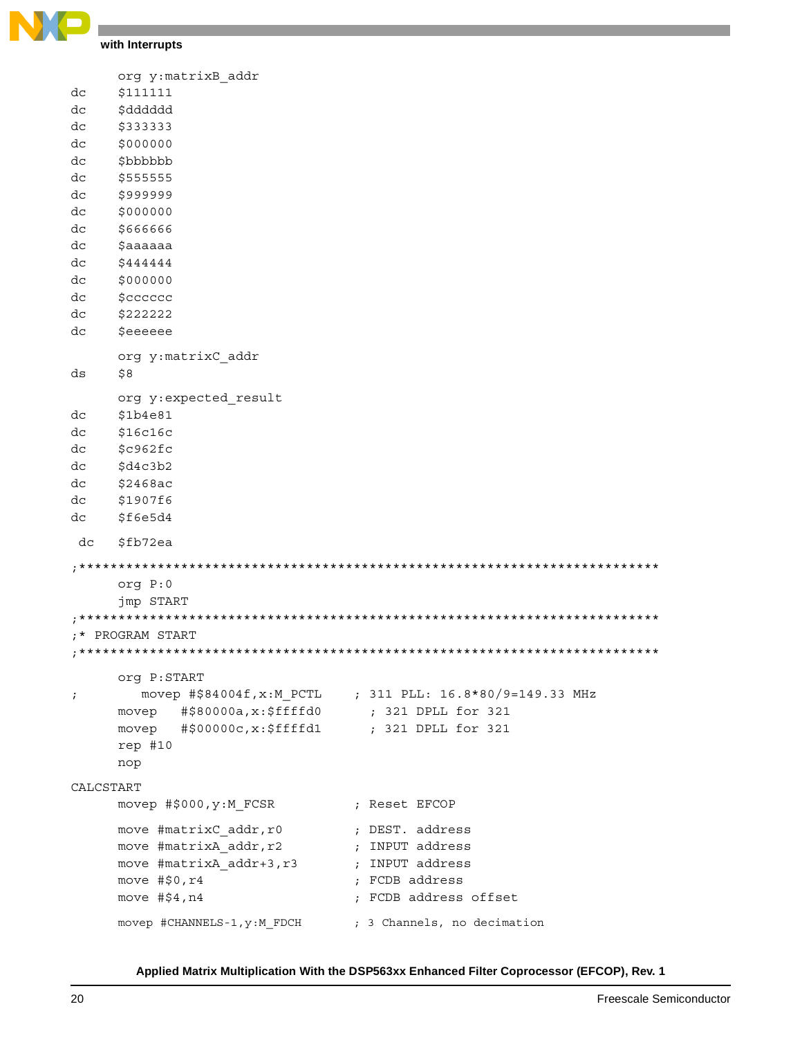```
        org y:matrixB_addr
dc      $111111
dc      $dddddd
dc      $333333
dc      $000000
dc      $bbbbbb
dc      $555555
dc      $999999
dc      $000000
dc      $666666
dc      $aaaaaa
dc      $444444
dc      $000000
dc      $cccccc
dc      $222222
dc      $eeeeee
        org y:matrixC_addr
ds      $8
        org y:expected_result
dc      $1b4e81
dc      $16c16c
dc      $c962fc
dc      $d4c3b2
dc      $2468ac
dc      $1907f6
dc      $f6e5d4
 dc     $fb72ea
;*************************************************************************
        org P:0
        jmp START
;*************************************************************************
;* PROGRAM START
;*************************************************************************
        org P:START
;           movep #$84004f,x:M_PCTL     ; 311 PLL: 16.8*80/9=149.33 MHz
        movep   #$80000a,x:$ffffd0      ; 321 DPLL for 321
        movep   #$00000c,x:$ffffd1      ; 321 DPLL for 321
        rep #10
        nop
CALCSTART
        movep #$000,y:M_FCSR            ; Reset EFCOP
        move #matrixC_addr,r0           ; DEST. address
        move #matrixA_addr,r2           ; INPUT address
        move #matrixA_addr+3,r3         ; INPUT address
        move #$0,r4                     ; FCDB address
        move #$4,n4                     ; FCDB address offset
        movep #CHANNELS-1,y:M_FDCH      ; 3 Channels, no decimation
```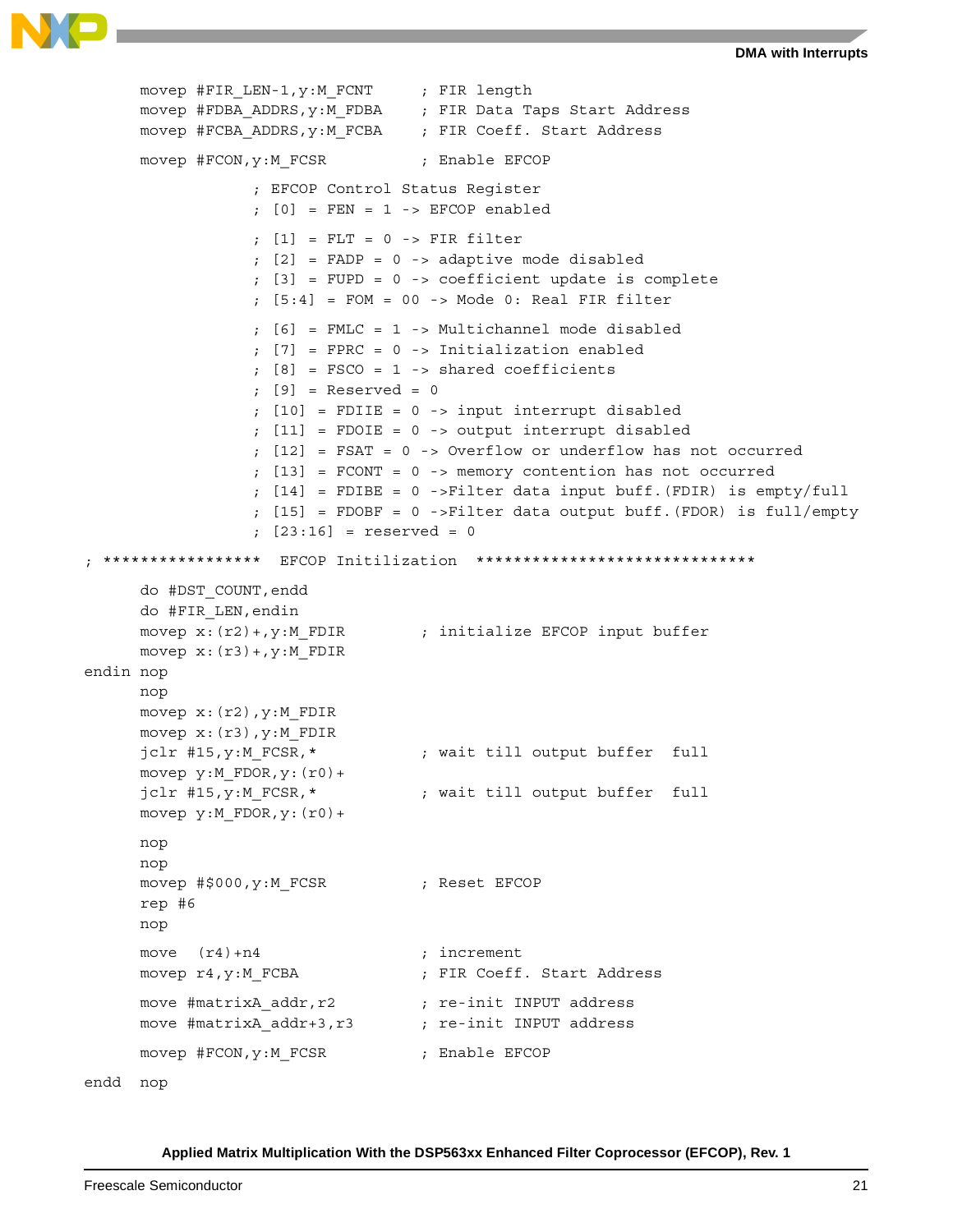```
      movep #FIR_LEN-1,y:M_FCNT     ; FIR length
      movep #FDBA_ADDRS,y:M_FDBA    ; FIR Data Taps Start Address
      movep #FCBA_ADDRS,y:M_FCBA    ; FIR Coeff. Start Address

      movep #FCON,y:M_FCSR          ; Enable EFCOP

                  ; EFCOP Control Status Register
                  ; [0]  = FEN = 1 -> EFCOP enabled

                  ; [1]  = FLT = 0 -> FIR filter
                  ; [2]  = FADP = 0 -> adaptive mode disabled
                  ; [3]  = FUPD = 0 -> coefficient update is complete
                  ; [5:4] = FOM = 00 -> Mode 0: Real FIR filter

                  ; [6]  = FMLC = 1 -> Multichannel mode disabled
                  ; [7]  = FPRC = 0 -> Initialization enabled
                  ; [8]  = FSCO = 1 -> shared coefficients
                  ; [9]  = Reserved = 0
                  ; [10]  = FDIIE = 0 -> input interrupt disabled
                  ; [11]  = FDOIE = 0 -> output interrupt disabled
                  ; [12]  = FSAT = 0 -> Overflow or underflow has not occurred
                  ; [13]  = FCONT = 0 -> memory contention has not occurred
                  ; [14]  = FDIBE = 0 ->Filter data input buff.(FDIR) is empty/full
                  ; [15]  = FDOBF = 0 ->Filter data output buff.(FDOR) is full/empty
                  ; [23:16]  = reserved = 0
; *****************  EFCOP Initilization  ******************************
      do #DST_COUNT,endd
      do #FIR_LEN,endin
      movep x:(r2)+,y:M_FDIR        ; initialize EFCOP input buffer
      movep x:(r3)+,y:M_FDIR
endin nop
      nop
      movep x:(r2),y:M_FDIR
      movep x:(r3),y:M_FDIR
      jclr #15,y:M_FCSR,*           ; wait till output buffer  full
      movep y:M_FDOR,y:(r0)+
      jclr #15,y:M_FCSR,*           ; wait till output buffer  full
      movep y:M_FDOR,y:(r0)+

      nop
      nop
      movep #$000,y:M_FCSR          ; Reset EFCOP
      rep #6
      nop
      move  (r4)+n4                 ; increment
      movep r4,y:M_FCBA             ; FIR Coeff. Start Address

      move #matrixA_addr,r2         ; re-init INPUT address
      move #matrixA_addr+3,r3       ; re-init INPUT address

      movep #FCON,y:M_FCSR          ; Enable EFCOP

endd  nop
```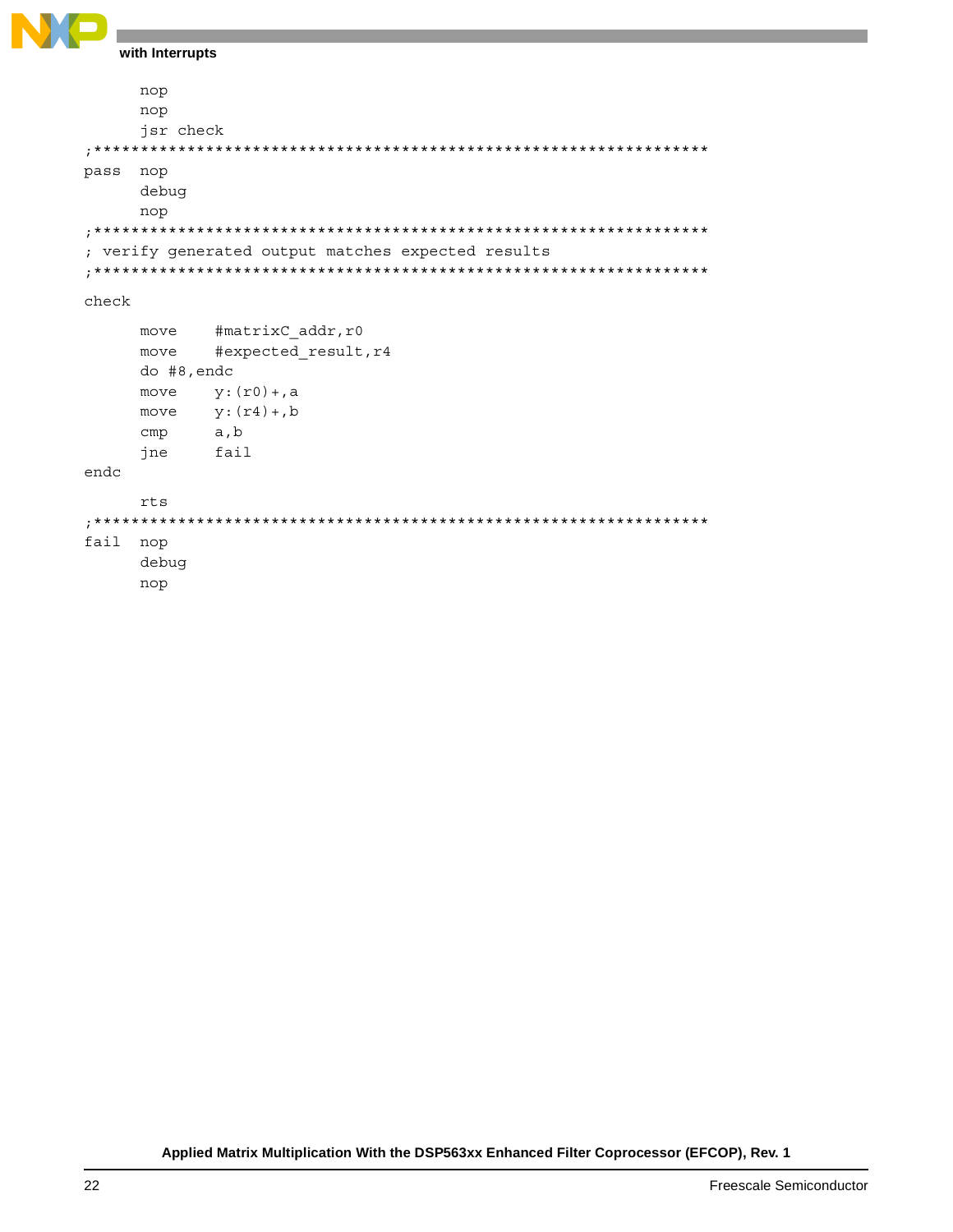```
      nop
      nop
      jsr check
;*******************************************************************
pass  nop
      debug
      nop
;*******************************************************************
; verify generated output matches expected results
;*******************************************************************
check
      move    #matrixC_addr,r0
      move    #expected_result,r4
      do #8,endc
      move    y:(r0)+,a
      move    y:(r4)+,b
      cmp     a,b
      jne     fail
endc
      rts
;*******************************************************************
fail  nop
      debug
      nop
```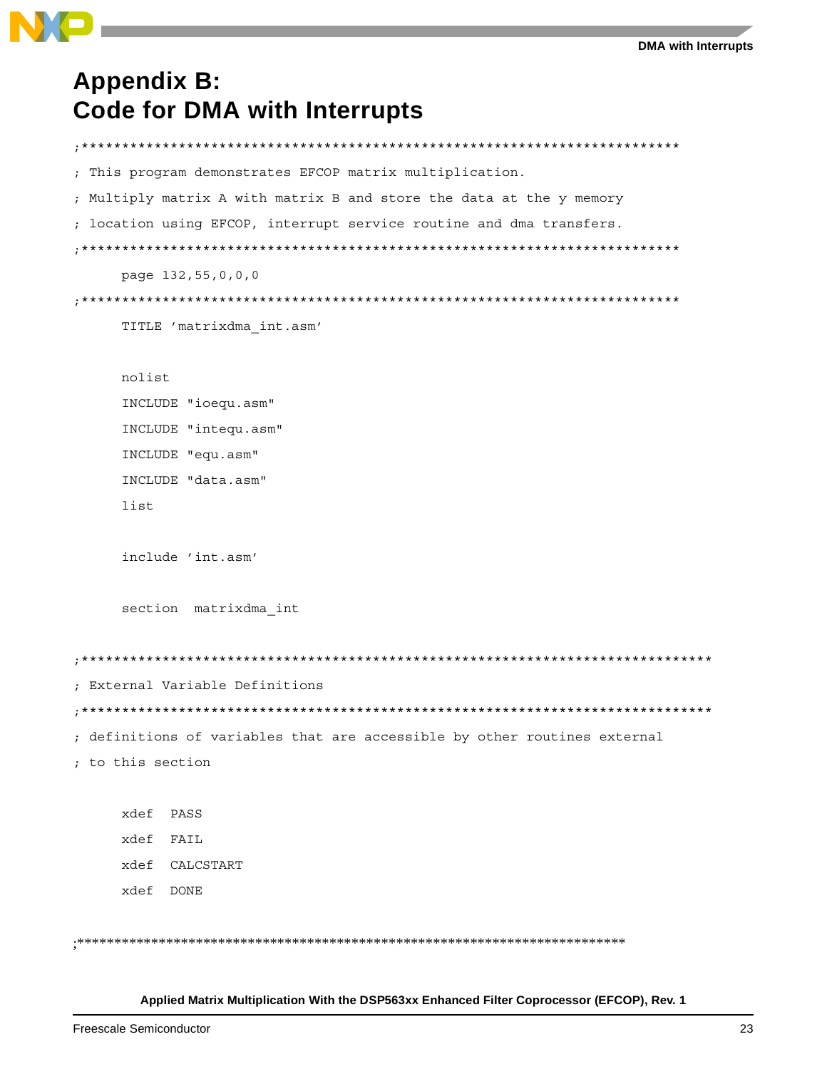# Appendix B: Code for DMA with Interrupts

```
;****************************************************************************
; This program demonstrates EFCOP matrix multiplication.
; Multiply matrix A with matrix B and store the data at the y memory
; location using EFCOP, interrupt service routine and dma transfers.
;****************************************************************************
      page 132,55,0,0,0
;****************************************************************************
      TITLE 'matrixdma_int.asm'

      nolist
      INCLUDE "ioequ.asm"
      INCLUDE "intequ.asm"
      INCLUDE "equ.asm"
      INCLUDE "data.asm"
      list

      include 'int.asm'

      section  matrixdma_int

;*******************************************************************************
; External Variable Definitions
;*******************************************************************************
; definitions of variables that are accessible by other routines external
; to this section

      xdef   PASS
      xdef   FAIL
      xdef   CALCSTART
      xdef   DONE

;*****************************************************************************
```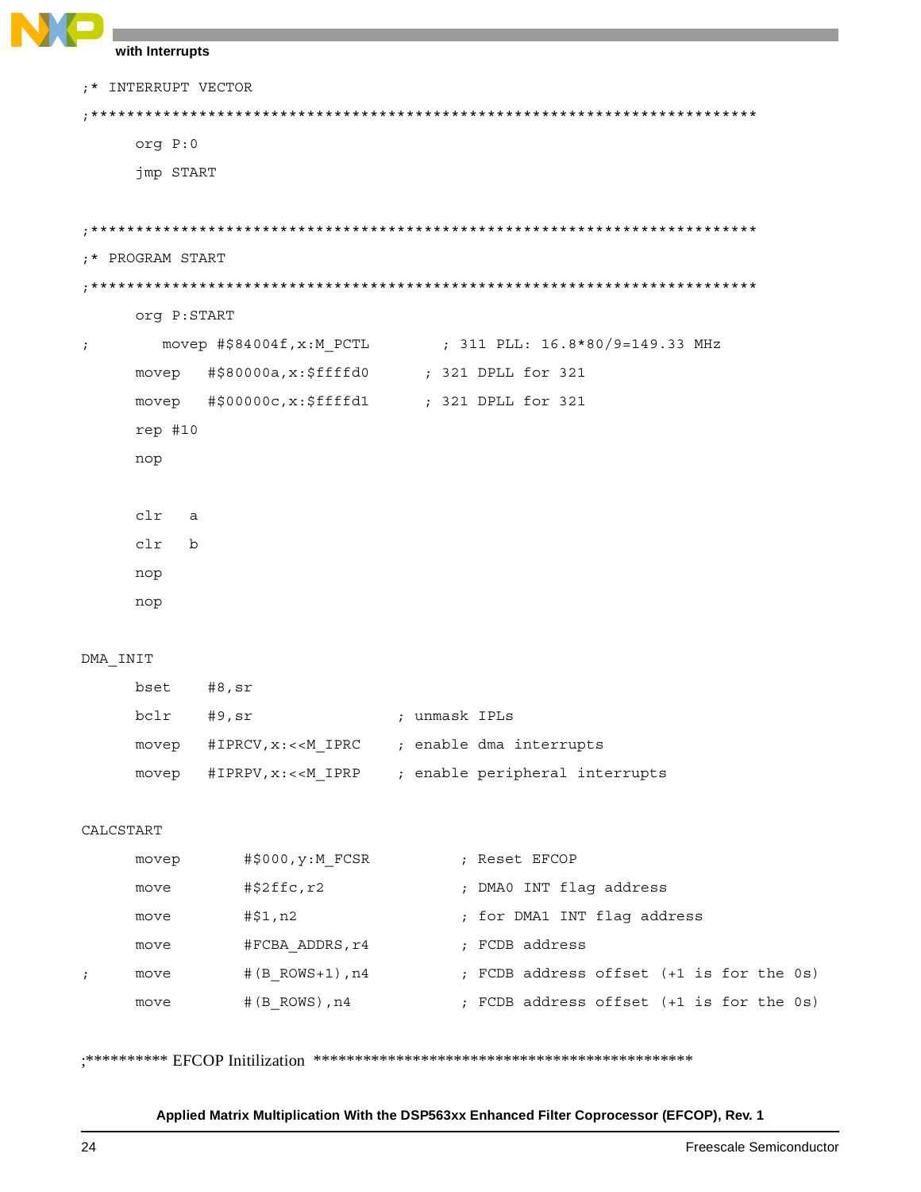```
;* INTERRUPT VECTOR
;*****************************************************************************
      org P:0
      jmp START

;*****************************************************************************
;* PROGRAM START
;*****************************************************************************
      org P:START
;        movep #$84004f,x:M_PCTL        ; 311 PLL: 16.8*80/9=149.33 MHz
      movep   #$80000a,x:$ffffd0      ; 321 DPLL for 321
      movep   #$00000c,x:$ffffd1      ; 321 DPLL for 321
      rep #10
      nop

      clr   a
      clr   b
      nop
      nop

DMA_INIT
      bset    #8,sr
      bclr    #9,sr                ; unmask IPLs
      movep   #IPRCV,x:<<M_IPRC    ; enable dma interrupts
      movep   #IPRPV,x:<<M_IPRP    ; enable peripheral interrupts

CALCSTART
      movep       #$000,y:M_FCSR          ; Reset EFCOP
      move        #$2ffc,r2               ; DMA0 INT flag address
      move        #$1,n2                  ; for DMA1 INT flag address
      move        #FCBA_ADDRS,r4          ; FCDB address
;     move        #(B_ROWS+1),n4          ; FCDB address offset (+1 is for the 0s)
      move        #(B_ROWS),n4            ; FCDB address offset (+1 is for the 0s)

;********** EFCOP Initilization ***********************************************
```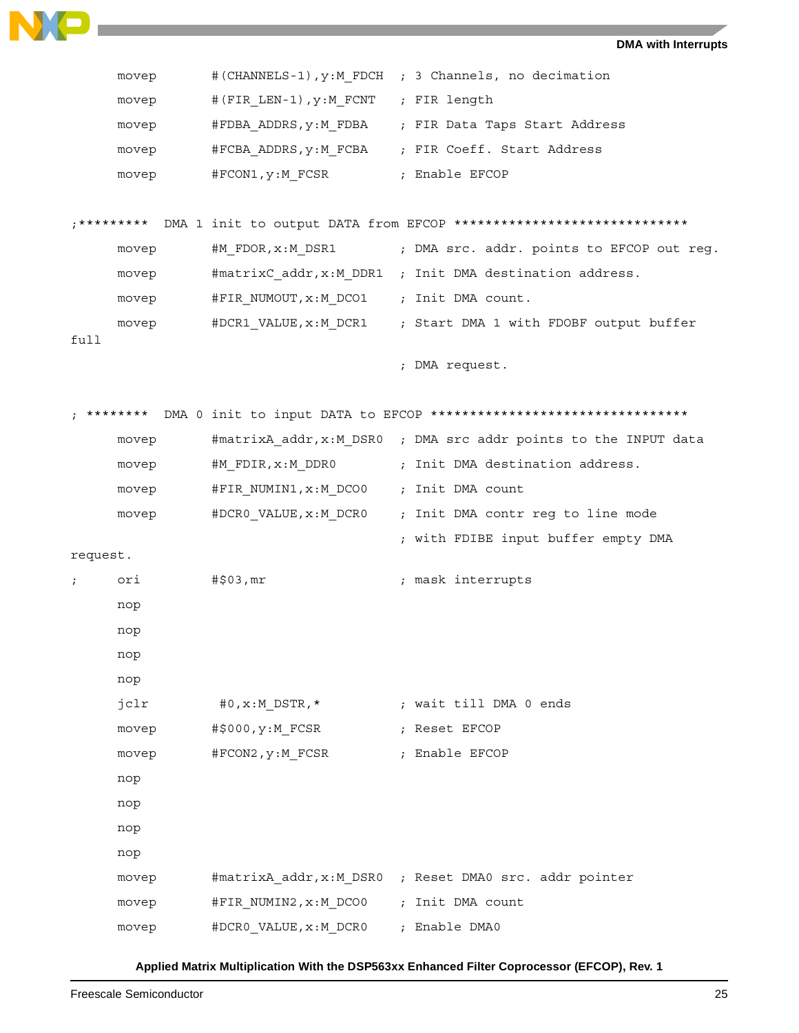```
        movep       #(CHANNELS-1),y:M_FDCH  ; 3 Channels, no decimation
        movep       #(FIR_LEN-1),y:M_FCNT   ; FIR length
        movep       #FDBA_ADDRS,y:M_FDBA    ; FIR Data Taps Start Address
        movep       #FCBA_ADDRS,y:M_FCBA    ; FIR Coeff. Start Address
        movep       #FCON1,y:M_FCSR         ; Enable EFCOP

;*********  DMA 1 init to output DATA from EFCOP ******************************
        movep       #M_FDOR,x:M_DSR1        ; DMA src. addr. points to EFCOP out reg.
        movep       #matrixC_addr,x:M_DDR1  ; Init DMA destination address.
        movep       #FIR_NUMOUT,x:M_DCO1    ; Init DMA count.
        movep       #DCR1_VALUE,x:M_DCR1    ; Start DMA 1 with FDOBF output buffer
full
                                            ; DMA request.

; ********  DMA 0 init to input DATA to EFCOP *********************************
        movep       #matrixA_addr,x:M_DSR0  ; DMA src addr points to the INPUT data
        movep       #M_FDIR,x:M_DDR0        ; Init DMA destination address.
        movep       #FIR_NUMIN1,x:M_DCO0    ; Init DMA count
        movep       #DCR0_VALUE,x:M_DCR0    ; Init DMA contr reg to line mode
                                            ; with FDIBE input buffer empty DMA
request.
;       ori         #$03,mr                 ; mask interrupts
        nop
        nop
        nop
        nop
        jclr         #0,x:M_DSTR,*          ; wait till DMA 0 ends
        movep       #$000,y:M_FCSR          ; Reset EFCOP
        movep       #FCON2,y:M_FCSR         ; Enable EFCOP
        nop
        nop
        nop
        nop
        movep       #matrixA_addr,x:M_DSR0  ; Reset DMA0 src. addr pointer
        movep       #FIR_NUMIN2,x:M_DCO0    ; Init DMA count
        movep       #DCR0_VALUE,x:M_DCR0    ; Enable DMA0
```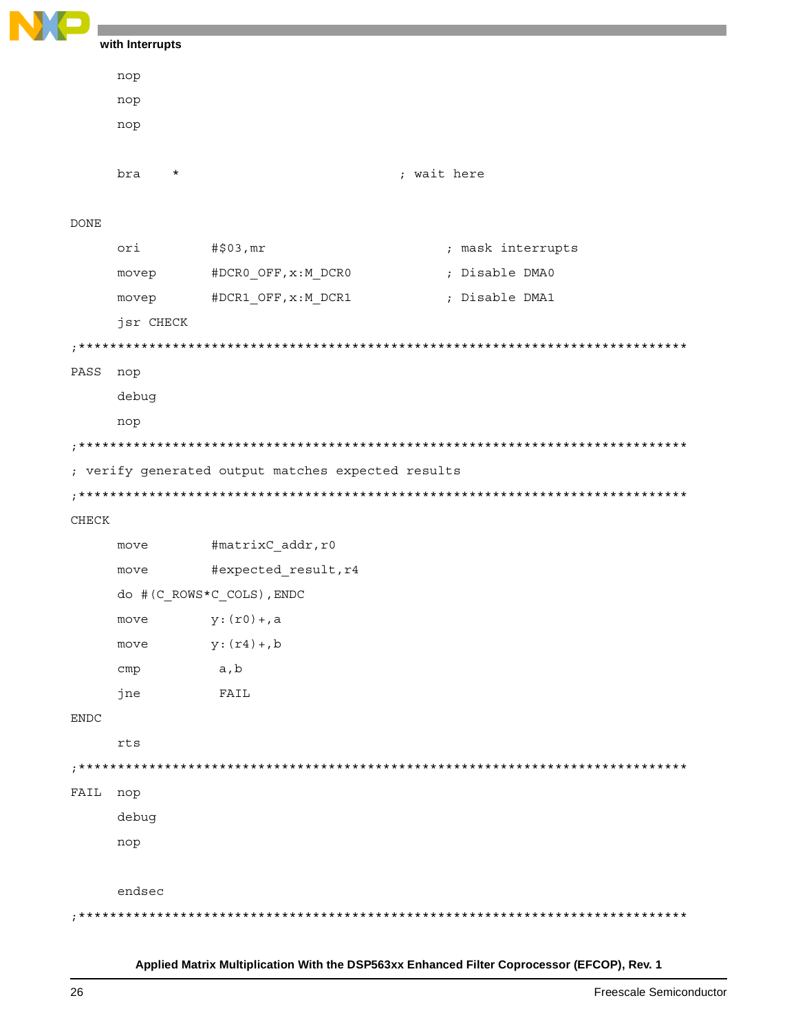```
      nop
      nop
      nop

      bra     *                              ; wait here

DONE
      ori         #$03,mr                         ; mask interrupts
      movep       #DCR0_OFF,x:M_DCR0              ; Disable DMA0
      movep       #DCR1_OFF,x:M_DCR1              ; Disable DMA1
      jsr CHECK
;******************************************************************************
PASS  nop
      debug
      nop
;******************************************************************************
; verify generated output matches expected results
;******************************************************************************
CHECK
      move        #matrixC_addr,r0
      move        #expected_result,r4
      do #(C_ROWS*C_COLS),ENDC
      move        y:(r0)+,a
      move        y:(r4)+,b
      cmp          a,b
      jne          FAIL
ENDC
      rts
;******************************************************************************
FAIL  nop
      debug
      nop

      endsec
;******************************************************************************
```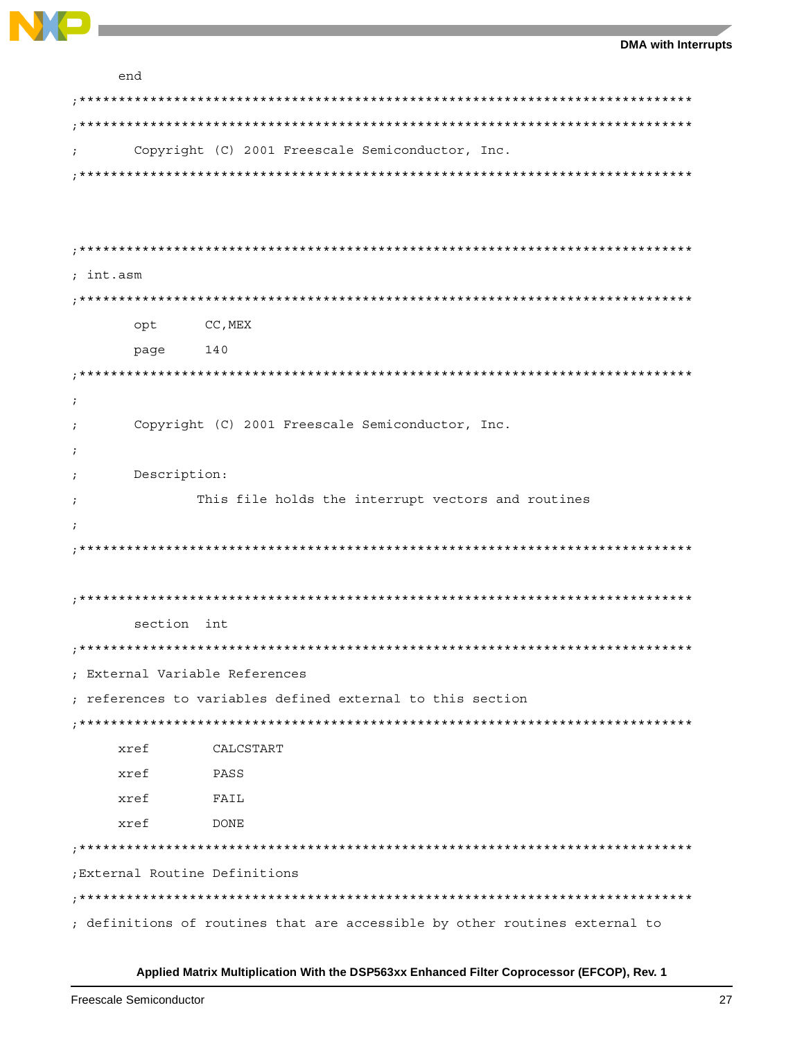```
     end
;**************************************************************************
;**************************************************************************
;       Copyright (C) 2001 Freescale Semiconductor, Inc.
;**************************************************************************



;**************************************************************************
; int.asm
;**************************************************************************
        opt      CC,MEX
        page     140
;**************************************************************************
;
;       Copyright (C) 2001 Freescale Semiconductor, Inc.
;
;       Description:
;               This file holds the interrupt vectors and routines
;
;**************************************************************************

;**************************************************************************
        section  int
;**************************************************************************
; External Variable References
; references to variables defined external to this section
;**************************************************************************
      xref        CALCSTART
      xref        PASS
      xref        FAIL
      xref        DONE
;**************************************************************************
;External Routine Definitions
;**************************************************************************
; definitions of routines that are accessible by other routines external to
```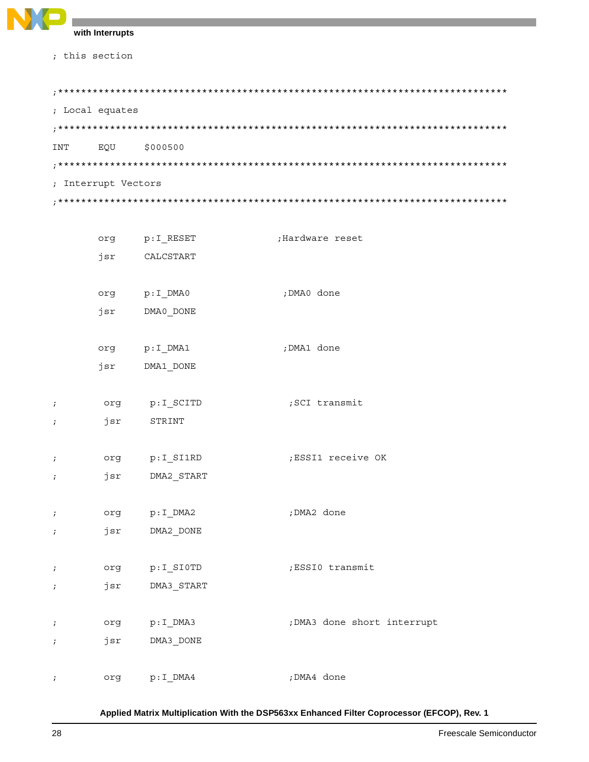```
; this section

;******************************************************************************
; Local equates
;******************************************************************************
INT     EQU     $000500
;******************************************************************************
; Interrupt Vectors
;******************************************************************************

        org     p:I_RESET               ;Hardware reset
        jsr     CALCSTART

        org     p:I_DMA0                 ;DMA0 done
        jsr     DMA0_DONE

        org     p:I_DMA1                 ;DMA1 done
        jsr     DMA1_DONE

;        org     p:I_SCITD                ;SCI transmit
;        jsr     STRINT

;        org     p:I_SI1RD                ;ESSI1 receive OK
;        jsr     DMA2_START

;        org     p:I_DMA2                 ;DMA2 done
;        jsr     DMA2_DONE

;        org     p:I_SI0TD                ;ESSI0 transmit
;        jsr     DMA3_START

;        org     p:I_DMA3                 ;DMA3 done short interrupt
;        jsr     DMA3_DONE

;        org     p:I_DMA4                 ;DMA4 done
```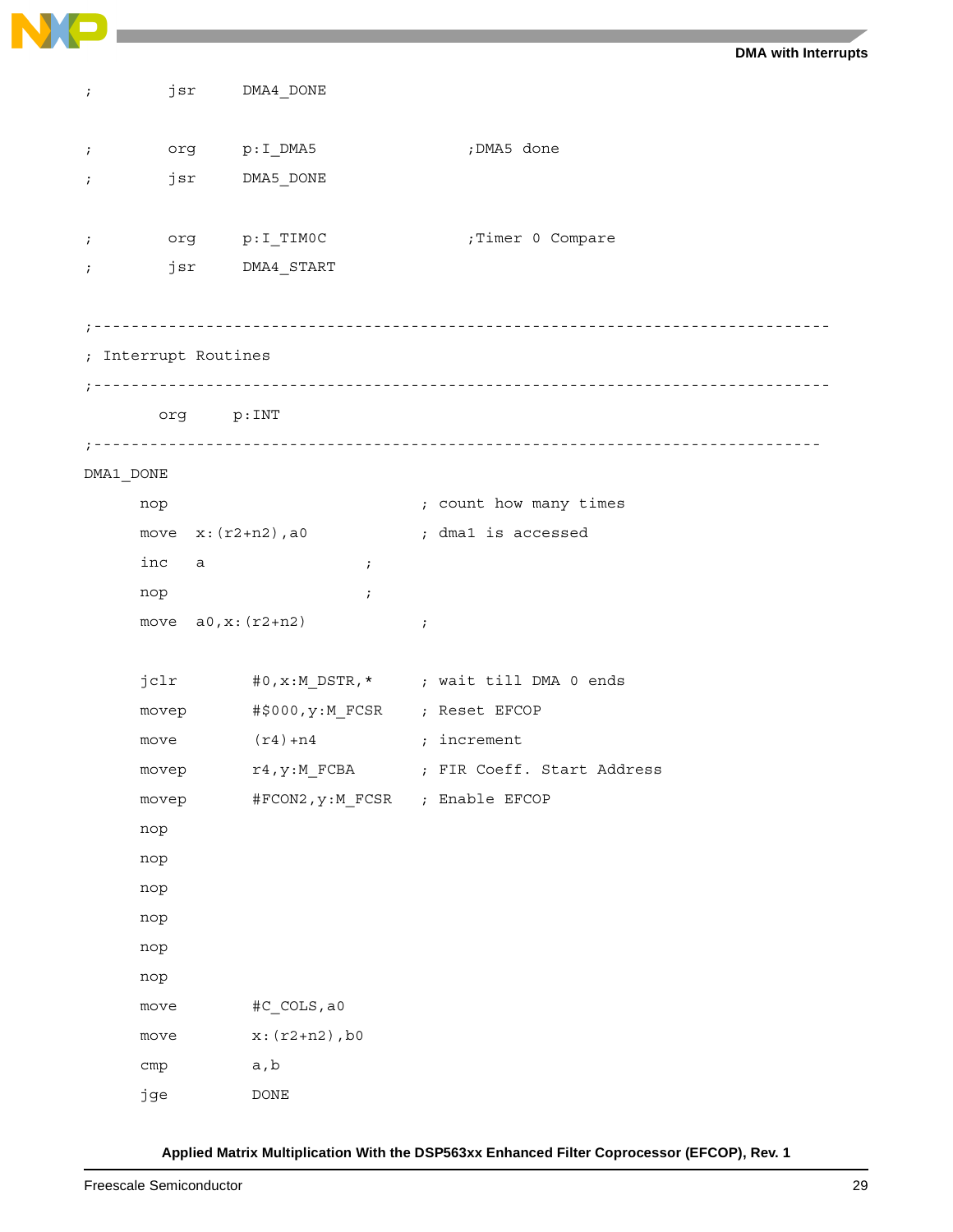```
;        jsr     DMA4_DONE

;        org     p:I_DMA5                ;DMA5 done
;        jsr     DMA5_DONE

;        org     p:I_TIM0C               ;Timer 0 Compare
;        jsr     DMA4_START

;------------------------------------------------------------------------------
; Interrupt Routines
;------------------------------------------------------------------------------
        org     p:INT
;-----------------------------------------------------------------------------
DMA1_DONE
      nop                             ; count how many times
      move  x:(r2+n2),a0              ; dma1 is accessed
      inc   a                   ;
      nop                       ;
      move  a0,x:(r2+n2)              ;

      jclr        #0,x:M_DSTR,*       ; wait till DMA 0 ends
      movep       #$000,y:M_FCSR      ; Reset EFCOP
      move        (r4)+n4             ; increment
      movep       r4,y:M_FCBA         ; FIR Coeff. Start Address
      movep       #FCON2,y:M_FCSR     ; Enable EFCOP
      nop
      nop
      nop
      nop
      nop
      nop
      move        #C_COLS,a0
      move        x:(r2+n2),b0
      cmp         a,b
      jge         DONE
```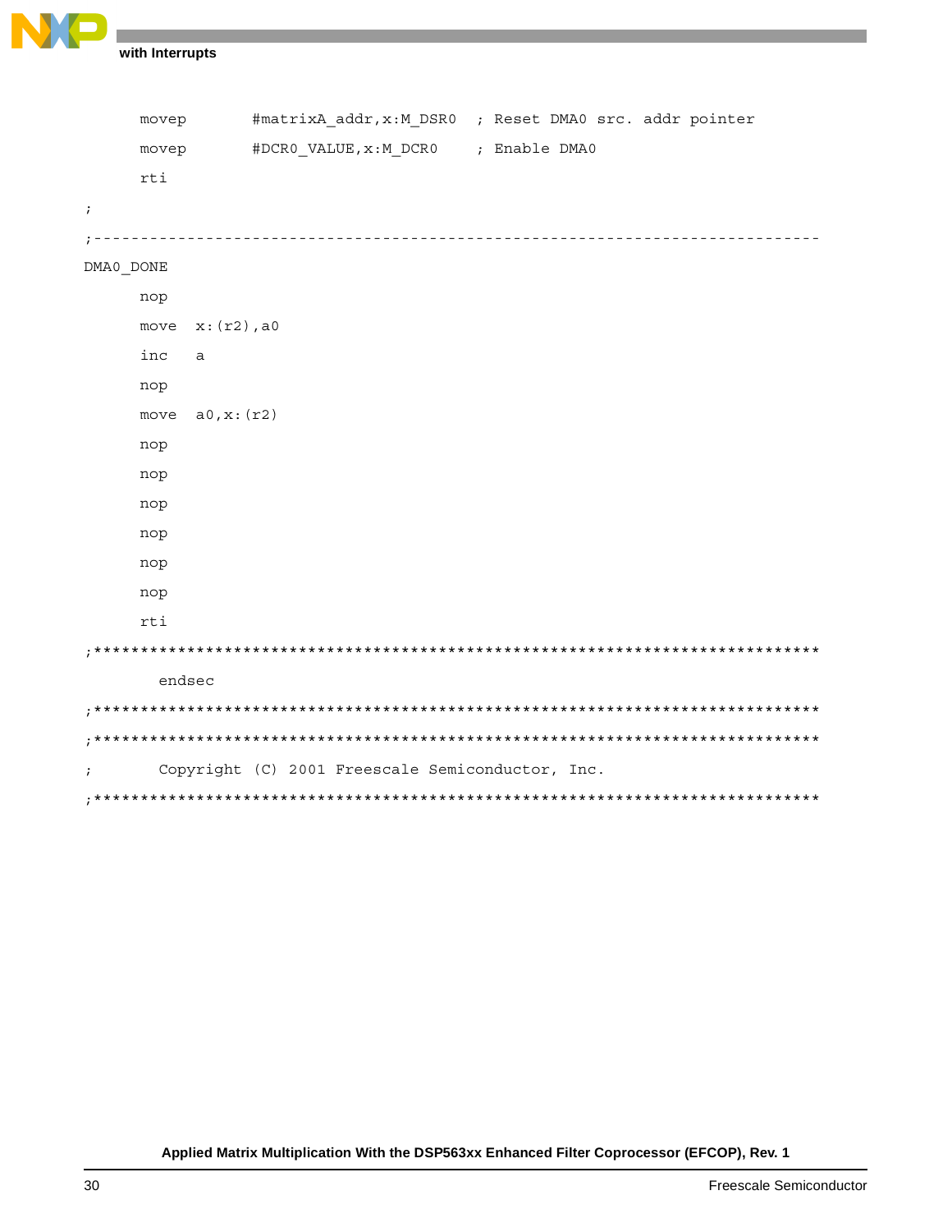```
      movep       #matrixA_addr,x:M_DSR0  ; Reset DMA0 src. addr pointer
      movep       #DCR0_VALUE,x:M_DCR0    ; Enable DMA0
      rti
;
;------------------------------------------------------------------------------
DMA0_DONE
      nop
      move  x:(r2),a0
      inc   a
      nop
      move  a0,x:(r2)
      nop
      nop
      nop
      nop
      nop
      nop
      rti
;******************************************************************************
        endsec
;******************************************************************************
;******************************************************************************
;       Copyright (C) 2001 Freescale Semiconductor, Inc.
;******************************************************************************
```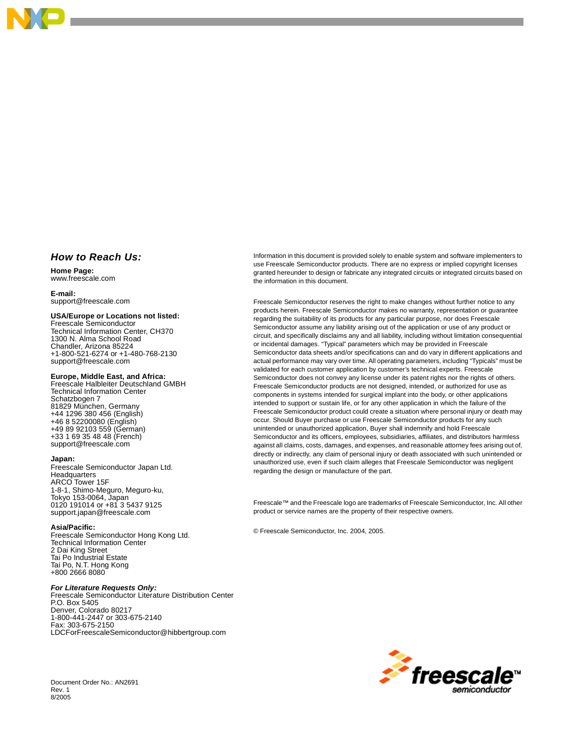## *How to Reach Us:*

**Home Page:**
www.freescale.com

**E-mail:**
support@freescale.com

**USA/Europe or Locations not listed:**
Freescale Semiconductor
Technical Information Center, CH370
1300 N. Alma School Road
Chandler, Arizona 85224
+1-800-521-6274 or +1-480-768-2130
support@freescale.com

**Europe, Middle East, and Africa:**
Freescale Halbleiter Deutschland GMBH
Technical Information Center
Schatzbogen 7
81829 München, Germany
+44 1296 380 456 (English)
+46 8 52200080 (English)
+49 89 92103 559 (German)
+33 1 69 35 48 48 (French)
support@freescale.com

**Japan:**
Freescale Semiconductor Japan Ltd.
Headquarters
ARCO Tower 15F
1-8-1, Shimo-Meguro, Meguro-ku,
Tokyo 153-0064, Japan
0120 191014 or +81 3 5437 9125
support.japan@freescale.com

**Asia/Pacific:**
Freescale Semiconductor Hong Kong Ltd.
Technical Information Center
2 Dai King Street
Tai Po Industrial Estate
Tai Po, N.T. Hong Kong
+800 2666 8080

***For Literature Requests Only:***
Freescale Semiconductor Literature Distribution Center
P.O. Box 5405
Denver, Colorado 80217
1-800-441-2447 or 303-675-2140
Fax: 303-675-2150
LDCForFreescaleSemiconductor@hibbertgroup.com

Information in this document is provided solely to enable system and software implementers to use Freescale Semiconductor products. There are no express or implied copyright licenses granted hereunder to design or fabricate any integrated circuits or integrated circuits based on the information in this document.

Freescale Semiconductor reserves the right to make changes without further notice to any products herein. Freescale Semiconductor makes no warranty, representation or guarantee regarding the suitability of its products for any particular purpose, nor does Freescale Semiconductor assume any liability arising out of the application or use of any product or circuit, and specifically disclaims any and all liability, including without limitation consequential or incidental damages. "Typical" parameters which may be provided in Freescale Semiconductor data sheets and/or specifications can and do vary in different applications and actual performance may vary over time. All operating parameters, including "Typicals" must be validated for each customer application by customer's technical experts. Freescale Semiconductor does not convey any license under its patent rights nor the rights of others. Freescale Semiconductor products are not designed, intended, or authorized for use as components in systems intended for surgical implant into the body, or other applications intended to support or sustain life, or for any other application in which the failure of the Freescale Semiconductor product could create a situation where personal injury or death may occur. Should Buyer purchase or use Freescale Semiconductor products for any such unintended or unauthorized application, Buyer shall indemnify and hold Freescale Semiconductor and its officers, employees, subsidiaries, affiliates, and distributors harmless against all claims, costs, damages, and expenses, and reasonable attorney fees arising out of, directly or indirectly, any claim of personal injury or death associated with such unintended or unauthorized use, even if such claim alleges that Freescale Semiconductor was negligent regarding the design or manufacture of the part.

Freescale™ and the Freescale logo are trademarks of Freescale Semiconductor, Inc. All other product or service names are the property of their respective owners.

© Freescale Semiconductor, Inc. 2004, 2005.

Document Order No.: AN2691
Rev. 1
8/2005